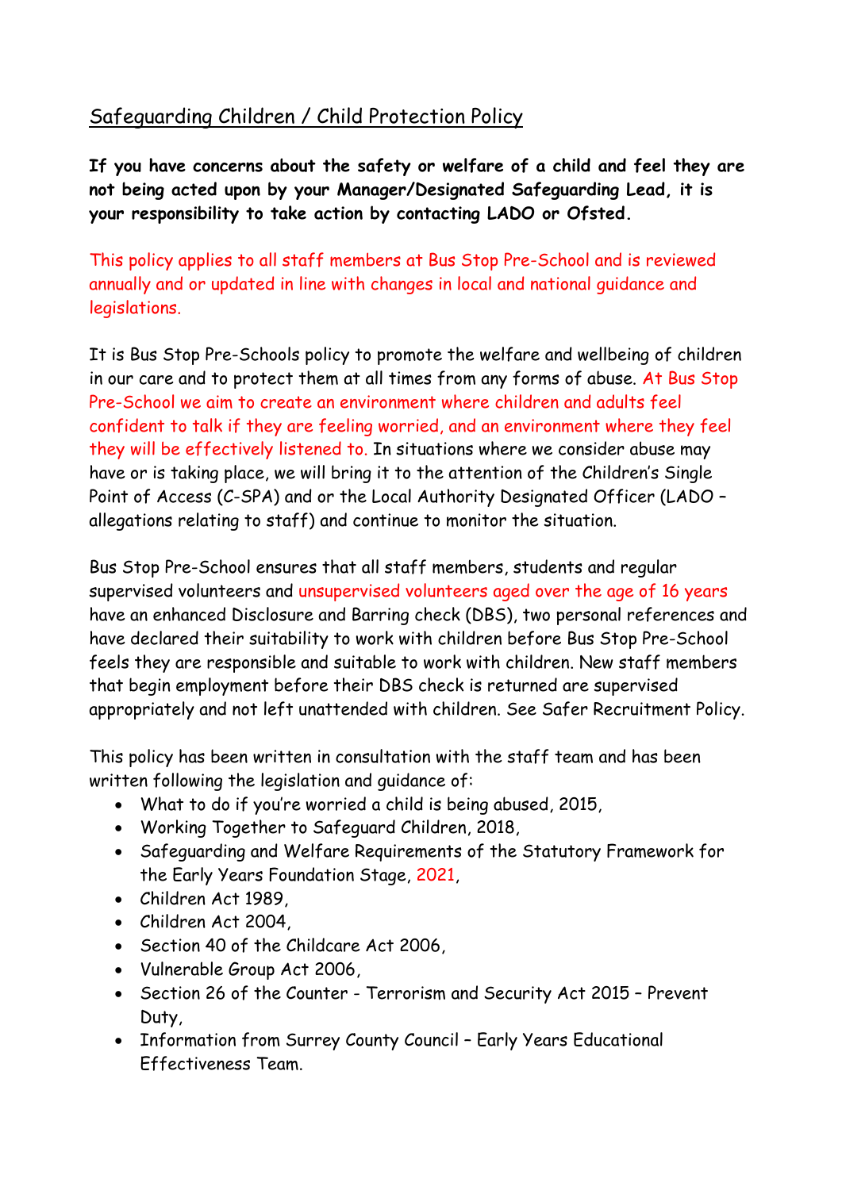# Safeguarding Children / Child Protection Policy

**If you have concerns about the safety or welfare of a child and feel they are not being acted upon by your Manager/Designated Safeguarding Lead, it is your responsibility to take action by contacting LADO or Ofsted.**

This policy applies to all staff members at Bus Stop Pre-School and is reviewed annually and or updated in line with changes in local and national guidance and legislations.

It is Bus Stop Pre-Schools policy to promote the welfare and wellbeing of children in our care and to protect them at all times from any forms of abuse. At Bus Stop Pre-School we aim to create an environment where children and adults feel confident to talk if they are feeling worried, and an environment where they feel they will be effectively listened to. In situations where we consider abuse may have or is taking place, we will bring it to the attention of the Children's Single Point of Access (C-SPA) and or the Local Authority Designated Officer (LADO – allegations relating to staff) and continue to monitor the situation.

Bus Stop Pre-School ensures that all staff members, students and regular supervised volunteers and unsupervised volunteers aged over the age of 16 years have an enhanced Disclosure and Barring check (DBS), two personal references and have declared their suitability to work with children before Bus Stop Pre-School feels they are responsible and suitable to work with children. New staff members that begin employment before their DBS check is returned are supervised appropriately and not left unattended with children. See Safer Recruitment Policy.

This policy has been written in consultation with the staff team and has been written following the legislation and guidance of:

- What to do if you're worried a child is being abused, 2015,
- Working Together to Safeguard Children, 2018,
- Safeguarding and Welfare Requirements of the Statutory Framework for the Early Years Foundation Stage, 2021,
- Children Act 1989,
- Children Act 2004,
- Section 40 of the Childcare Act 2006,
- Vulnerable Group Act 2006,
- Section 26 of the Counter - Terrorism and Security Act 2015 – Prevent Duty,
- Information from Surrey County Council – Early Years Educational Effectiveness Team.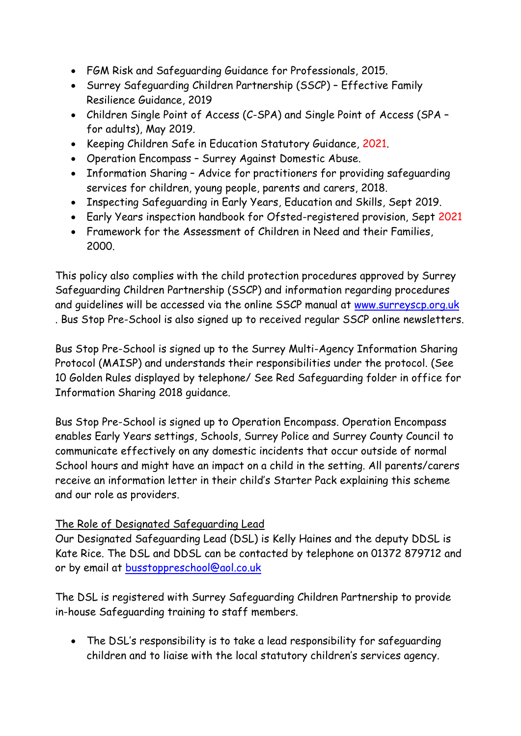- FGM Risk and Safeguarding Guidance for Professionals, 2015.
- Surrey Safeguarding Children Partnership (SSCP) – Effective Family Resilience Guidance, 2019
- Children Single Point of Access (C-SPA) and Single Point of Access (SPA – for adults), May 2019.
- Keeping Children Safe in Education Statutory Guidance, 2021.
- Operation Encompass – Surrey Against Domestic Abuse.
- Information Sharing – Advice for practitioners for providing safeguarding services for children, young people, parents and carers, 2018.
- Inspecting Safeguarding in Early Years, Education and Skills, Sept 2019.
- Early Years inspection handbook for Ofsted-registered provision, Sept 2021
- Framework for the Assessment of Children in Need and their Families, 2000.

This policy also complies with the child protection procedures approved by Surrey Safeguarding Children Partnership (SSCP) and information regarding procedures and guidelines will be accessed via the online SSCP manual at [www.surreyscp.org.uk](www.surreyscp.org.uk) . Bus Stop Pre-School is also signed up to received regular SSCP online newsletters.

Bus Stop Pre-School is signed up to the Surrey Multi-Agency Information Sharing Protocol (MAISP) and understands their responsibilities under the protocol. (See 10 Golden Rules displayed by telephone/ See Red Safeguarding folder in office for Information Sharing 2018 guidance.

Bus Stop Pre-School is signed up to Operation Encompass. Operation Encompass enables Early Years settings, Schools, Surrey Police and Surrey County Council to communicate effectively on any domestic incidents that occur outside of normal School hours and might have an impact on a child in the setting. All parents/carers receive an information letter in their child's Starter Pack explaining this scheme and our role as providers.

The Role of Designated Safeguarding Lead

Our Designated Safeguarding Lead (DSL) is Kelly Haines and the deputy DDSL is Kate Rice. The DSL and DDSL can be contacted by telephone on 01372 879712 and or by email at [busstoppreschool@aol.co.uk](mailto:busstoppreschool@aol.co.uk)

The DSL is registered with Surrey Safeguarding Children Partnership to provide in-house Safeguarding training to staff members.

- The DSL's responsibility is to take a lead responsibility for safeguarding children and to liaise with the local statutory children's services agency.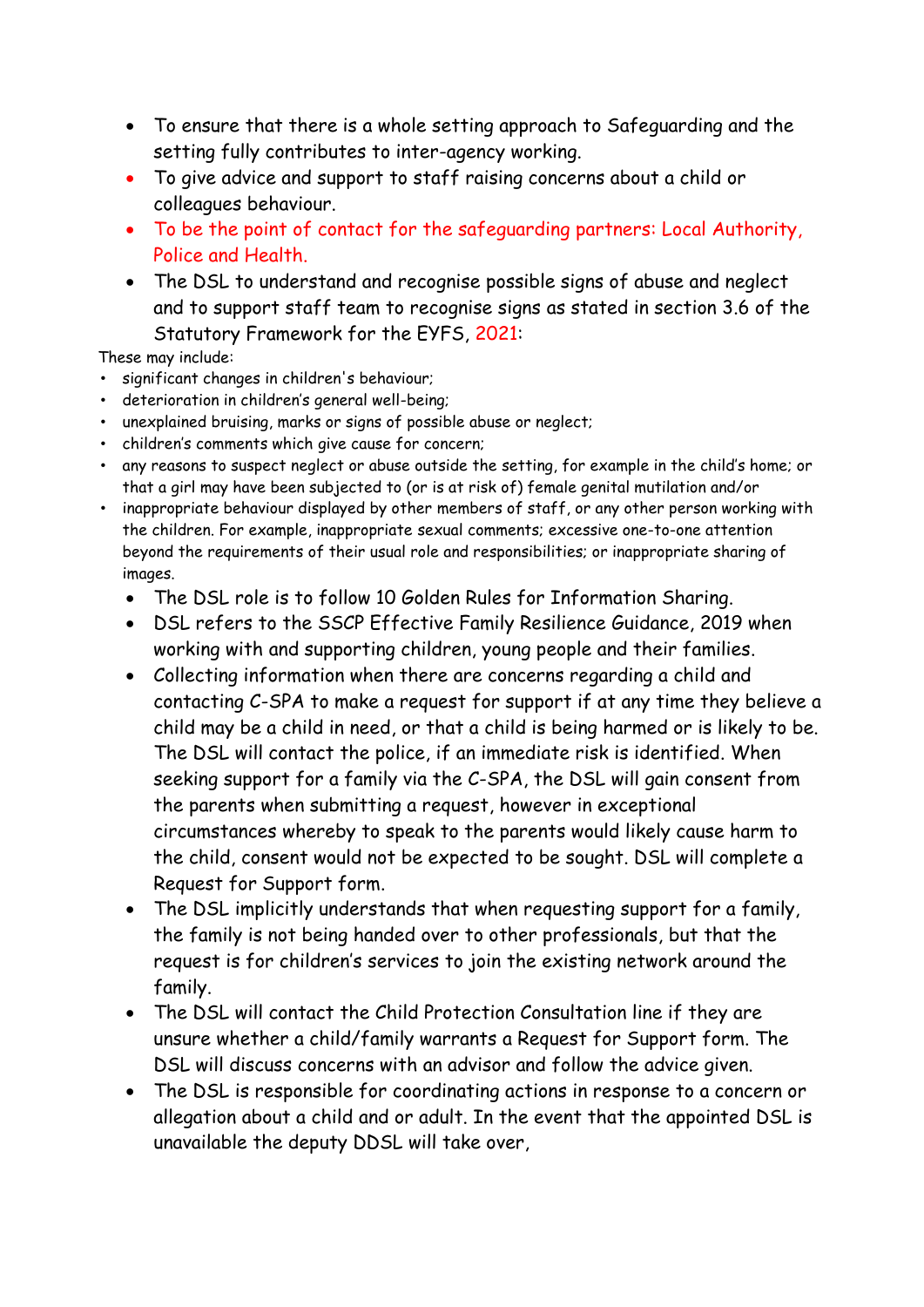- To ensure that there is a whole setting approach to Safeguarding and the setting fully contributes to inter-agency working.
- To give advice and support to staff raising concerns about a child or colleagues behaviour.
- To be the point of contact for the safeguarding partners: Local Authority, Police and Health.
- The DSL to understand and recognise possible signs of abuse and neglect and to support staff team to recognise signs as stated in section 3.6 of the Statutory Framework for the EYFS, 2021:

These may include:

- significant changes in children's behaviour;
- deterioration in children's general well-being;
- unexplained bruising, marks or signs of possible abuse or neglect;
- children's comments which give cause for concern;
- any reasons to suspect neglect or abuse outside the setting, for example in the child's home; or that a girl may have been subjected to (or is at risk of) female genital mutilation and/or
- inappropriate behaviour displayed by other members of staff, or any other person working with the children. For example, inappropriate sexual comments; excessive one-to-one attention beyond the requirements of their usual role and responsibilities; or inappropriate sharing of images.

- The DSL role is to follow 10 Golden Rules for Information Sharing.
- DSL refers to the SSCP Effective Family Resilience Guidance, 2019 when working with and supporting children, young people and their families.
- Collecting information when there are concerns regarding a child and contacting C-SPA to make a request for support if at any time they believe a child may be a child in need, or that a child is being harmed or is likely to be. The DSL will contact the police, if an immediate risk is identified. When seeking support for a family via the C-SPA, the DSL will gain consent from the parents when submitting a request, however in exceptional circumstances whereby to speak to the parents would likely cause harm to the child, consent would not be expected to be sought. DSL will complete a Request for Support form.
- The DSL implicitly understands that when requesting support for a family, the family is not being handed over to other professionals, but that the request is for children's services to join the existing network around the family.
- The DSL will contact the Child Protection Consultation line if they are unsure whether a child/family warrants a Request for Support form. The DSL will discuss concerns with an advisor and follow the advice given.
- The DSL is responsible for coordinating actions in response to a concern or allegation about a child and or adult. In the event that the appointed DSL is unavailable the deputy DDSL will take over,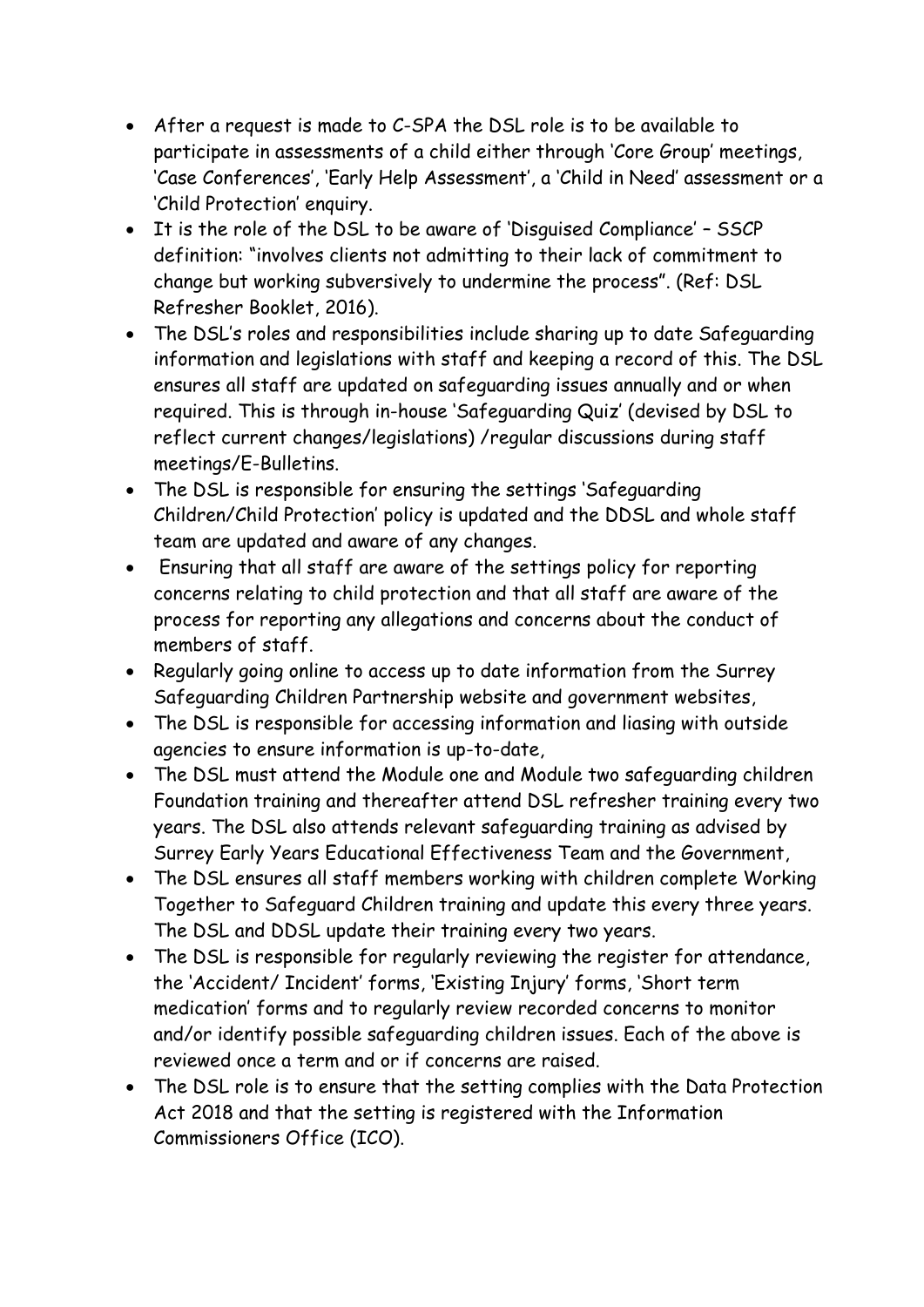- After a request is made to C-SPA the DSL role is to be available to participate in assessments of a child either through 'Core Group' meetings, 'Case Conferences', 'Early Help Assessment', a 'Child in Need' assessment or a 'Child Protection' enquiry.
- It is the role of the DSL to be aware of 'Disguised Compliance' – SSCP definition: "involves clients not admitting to their lack of commitment to change but working subversively to undermine the process". (Ref: DSL Refresher Booklet, 2016).
- The DSL's roles and responsibilities include sharing up to date Safeguarding information and legislations with staff and keeping a record of this. The DSL ensures all staff are updated on safeguarding issues annually and or when required. This is through in-house 'Safeguarding Quiz' (devised by DSL to reflect current changes/legislations) /regular discussions during staff meetings/E-Bulletins.
- The DSL is responsible for ensuring the settings 'Safeguarding Children/Child Protection' policy is updated and the DDSL and whole staff team are updated and aware of any changes.
- Ensuring that all staff are aware of the settings policy for reporting concerns relating to child protection and that all staff are aware of the process for reporting any allegations and concerns about the conduct of members of staff.
- Regularly going online to access up to date information from the Surrey Safeguarding Children Partnership website and government websites,
- The DSL is responsible for accessing information and liasing with outside agencies to ensure information is up-to-date,
- The DSL must attend the Module one and Module two safeguarding children Foundation training and thereafter attend DSL refresher training every two years. The DSL also attends relevant safeguarding training as advised by Surrey Early Years Educational Effectiveness Team and the Government,
- The DSL ensures all staff members working with children complete Working Together to Safeguard Children training and update this every three years. The DSL and DDSL update their training every two years.
- The DSL is responsible for regularly reviewing the register for attendance, the 'Accident/ Incident' forms, 'Existing Injury' forms, 'Short term medication' forms and to regularly review recorded concerns to monitor and/or identify possible safeguarding children issues. Each of the above is reviewed once a term and or if concerns are raised.
- The DSL role is to ensure that the setting complies with the Data Protection Act 2018 and that the setting is registered with the Information Commissioners Office (ICO).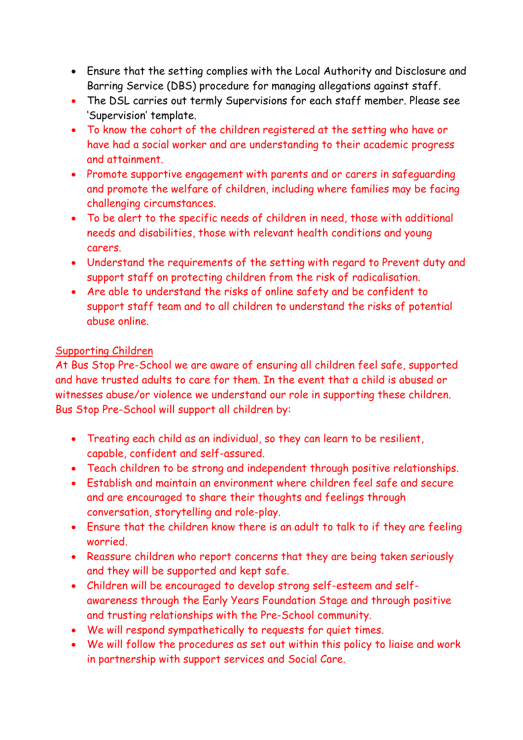- Ensure that the setting complies with the Local Authority and Disclosure and Barring Service (DBS) procedure for managing allegations against staff.
- The DSL carries out termly Supervisions for each staff member. Please see 'Supervision' template.
- To know the cohort of the children registered at the setting who have or have had a social worker and are understanding to their academic progress and attainment.
- Promote supportive engagement with parents and or carers in safeguarding and promote the welfare of children, including where families may be facing challenging circumstances.
- To be alert to the specific needs of children in need, those with additional needs and disabilities, those with relevant health conditions and young carers.
- Understand the requirements of the setting with regard to Prevent duty and support staff on protecting children from the risk of radicalisation.
- Are able to understand the risks of online safety and be confident to support staff team and to all children to understand the risks of potential abuse online.

Supporting Children

At Bus Stop Pre-School we are aware of ensuring all children feel safe, supported and have trusted adults to care for them. In the event that a child is abused or witnesses abuse/or violence we understand our role in supporting these children. Bus Stop Pre-School will support all children by:

- Treating each child as an individual, so they can learn to be resilient, capable, confident and self-assured.
- Teach children to be strong and independent through positive relationships.
- Establish and maintain an environment where children feel safe and secure and are encouraged to share their thoughts and feelings through conversation, storytelling and role-play.
- Ensure that the children know there is an adult to talk to if they are feeling worried.
- Reassure children who report concerns that they are being taken seriously and they will be supported and kept safe.
- Children will be encouraged to develop strong self-esteem and self-awareness through the Early Years Foundation Stage and through positive and trusting relationships with the Pre-School community.
- We will respond sympathetically to requests for quiet times.
- We will follow the procedures as set out within this policy to liaise and work in partnership with support services and Social Care.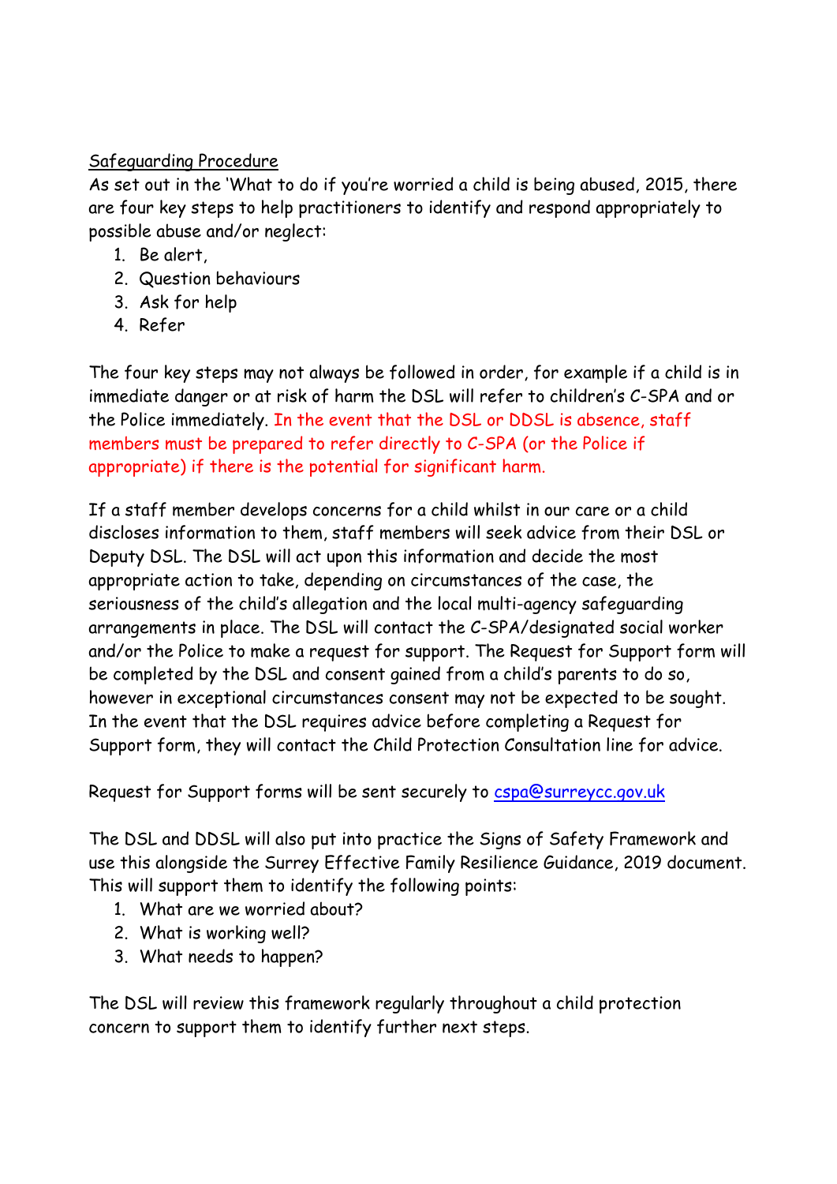Safeguarding Procedure

As set out in the 'What to do if you're worried a child is being abused, 2015, there are four key steps to help practitioners to identify and respond appropriately to possible abuse and/or neglect:

1. Be alert,
2. Question behaviours
3. Ask for help
4. Refer

The four key steps may not always be followed in order, for example if a child is in immediate danger or at risk of harm the DSL will refer to children's C-SPA and or the Police immediately. In the event that the DSL or DDSL is absence, staff members must be prepared to refer directly to C-SPA (or the Police if appropriate) if there is the potential for significant harm.

If a staff member develops concerns for a child whilst in our care or a child discloses information to them, staff members will seek advice from their DSL or Deputy DSL. The DSL will act upon this information and decide the most appropriate action to take, depending on circumstances of the case, the seriousness of the child's allegation and the local multi-agency safeguarding arrangements in place. The DSL will contact the C-SPA/designated social worker and/or the Police to make a request for support. The Request for Support form will be completed by the DSL and consent gained from a child's parents to do so, however in exceptional circumstances consent may not be expected to be sought. In the event that the DSL requires advice before completing a Request for Support form, they will contact the Child Protection Consultation line for advice.

Request for Support forms will be sent securely to cspa@surreycc.gov.uk

The DSL and DDSL will also put into practice the Signs of Safety Framework and use this alongside the Surrey Effective Family Resilience Guidance, 2019 document. This will support them to identify the following points:

1. What are we worried about?
2. What is working well?
3. What needs to happen?

The DSL will review this framework regularly throughout a child protection concern to support them to identify further next steps.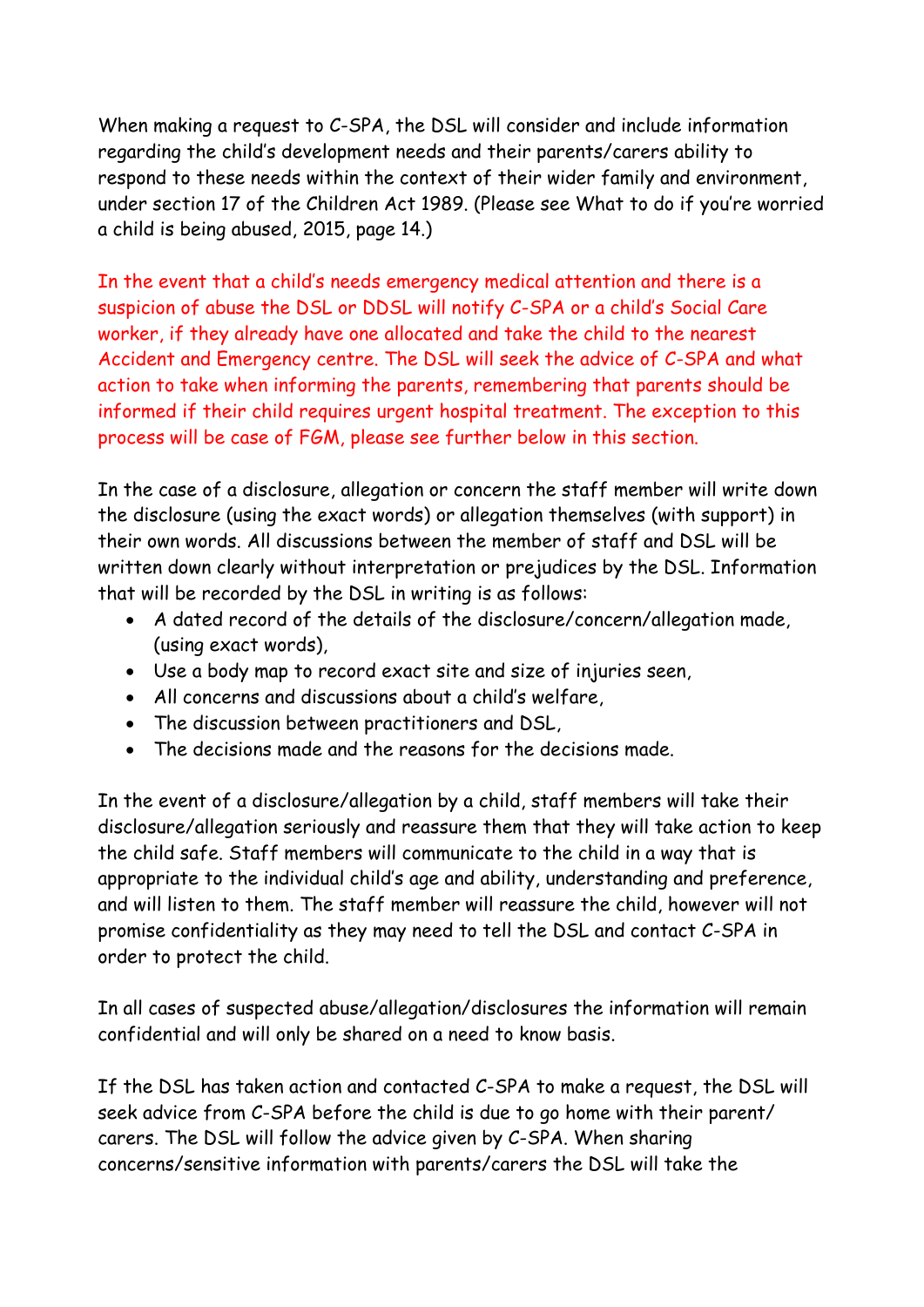When making a request to C-SPA, the DSL will consider and include information regarding the child's development needs and their parents/carers ability to respond to these needs within the context of their wider family and environment, under section 17 of the Children Act 1989. (Please see What to do if you're worried a child is being abused, 2015, page 14.)

In the event that a child's needs emergency medical attention and there is a suspicion of abuse the DSL or DDSL will notify C-SPA or a child's Social Care worker, if they already have one allocated and take the child to the nearest Accident and Emergency centre. The DSL will seek the advice of C-SPA and what action to take when informing the parents, remembering that parents should be informed if their child requires urgent hospital treatment. The exception to this process will be case of FGM, please see further below in this section.

In the case of a disclosure, allegation or concern the staff member will write down the disclosure (using the exact words) or allegation themselves (with support) in their own words. All discussions between the member of staff and DSL will be written down clearly without interpretation or prejudices by the DSL. Information that will be recorded by the DSL in writing is as follows:

- A dated record of the details of the disclosure/concern/allegation made, (using exact words),
- Use a body map to record exact site and size of injuries seen,
- All concerns and discussions about a child's welfare,
- The discussion between practitioners and DSL,
- The decisions made and the reasons for the decisions made.

In the event of a disclosure/allegation by a child, staff members will take their disclosure/allegation seriously and reassure them that they will take action to keep the child safe. Staff members will communicate to the child in a way that is appropriate to the individual child's age and ability, understanding and preference, and will listen to them. The staff member will reassure the child, however will not promise confidentiality as they may need to tell the DSL and contact C-SPA in order to protect the child.

In all cases of suspected abuse/allegation/disclosures the information will remain confidential and will only be shared on a need to know basis.

If the DSL has taken action and contacted C-SPA to make a request, the DSL will seek advice from C-SPA before the child is due to go home with their parent/ carers. The DSL will follow the advice given by C-SPA. When sharing concerns/sensitive information with parents/carers the DSL will take the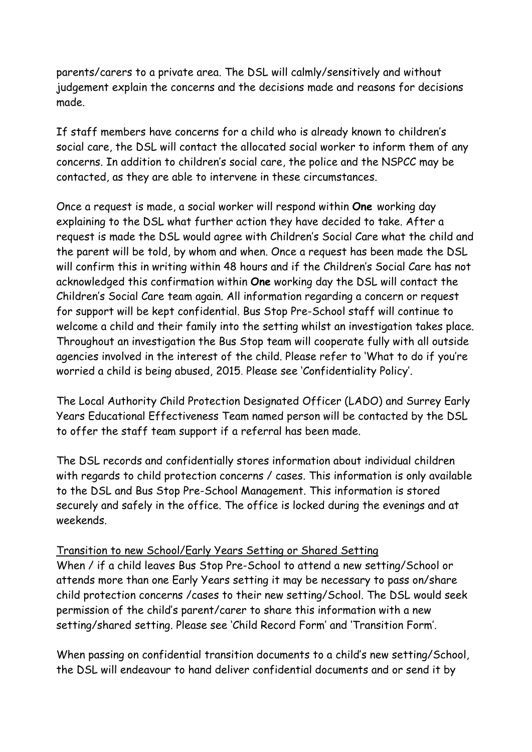parents/carers to a private area. The DSL will calmly/sensitively and without judgement explain the concerns and the decisions made and reasons for decisions made.

If staff members have concerns for a child who is already known to children's social care, the DSL will contact the allocated social worker to inform them of any concerns. In addition to children's social care, the police and the NSPCC may be contacted, as they are able to intervene in these circumstances.

Once a request is made, a social worker will respond within **One** working day explaining to the DSL what further action they have decided to take. After a request is made the DSL would agree with Children's Social Care what the child and the parent will be told, by whom and when. Once a request has been made the DSL will confirm this in writing within 48 hours and if the Children's Social Care has not acknowledged this confirmation within **One** working day the DSL will contact the Children's Social Care team again. All information regarding a concern or request for support will be kept confidential. Bus Stop Pre-School staff will continue to welcome a child and their family into the setting whilst an investigation takes place. Throughout an investigation the Bus Stop team will cooperate fully with all outside agencies involved in the interest of the child. Please refer to 'What to do if you're worried a child is being abused, 2015. Please see 'Confidentiality Policy'.

The Local Authority Child Protection Designated Officer (LADO) and Surrey Early Years Educational Effectiveness Team named person will be contacted by the DSL to offer the staff team support if a referral has been made.

The DSL records and confidentially stores information about individual children with regards to child protection concerns / cases. This information is only available to the DSL and Bus Stop Pre-School Management. This information is stored securely and safely in the office. The office is locked during the evenings and at weekends.

Transition to new School/Early Years Setting or Shared Setting

When / if a child leaves Bus Stop Pre-School to attend a new setting/School or attends more than one Early Years setting it may be necessary to pass on/share child protection concerns /cases to their new setting/School. The DSL would seek permission of the child's parent/carer to share this information with a new setting/shared setting. Please see 'Child Record Form' and 'Transition Form'.

When passing on confidential transition documents to a child's new setting/School, the DSL will endeavour to hand deliver confidential documents and or send it by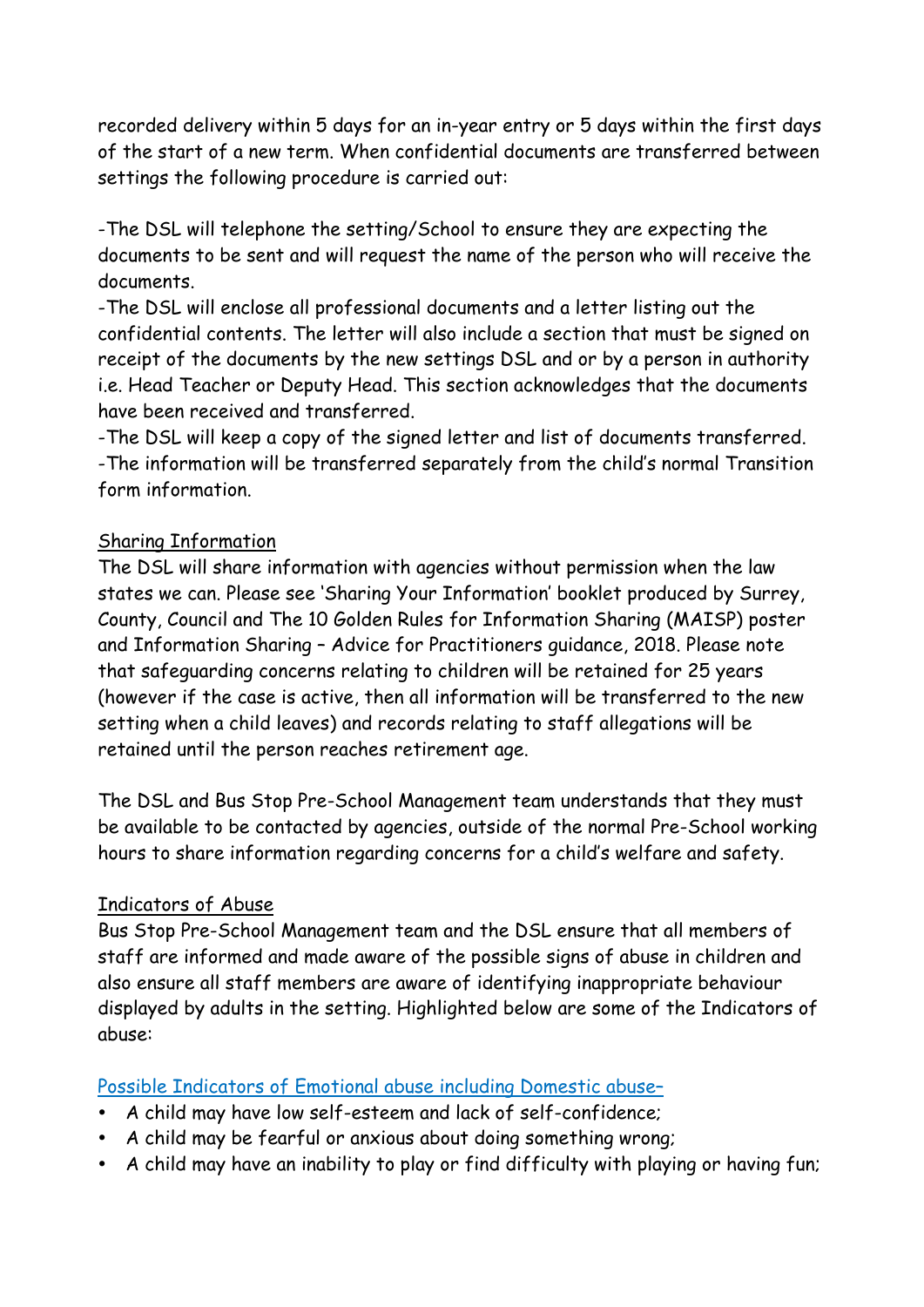recorded delivery within 5 days for an in-year entry or 5 days within the first days of the start of a new term. When confidential documents are transferred between settings the following procedure is carried out:

-The DSL will telephone the setting/School to ensure they are expecting the documents to be sent and will request the name of the person who will receive the documents.
-The DSL will enclose all professional documents and a letter listing out the confidential contents. The letter will also include a section that must be signed on receipt of the documents by the new settings DSL and or by a person in authority i.e. Head Teacher or Deputy Head. This section acknowledges that the documents have been received and transferred.
-The DSL will keep a copy of the signed letter and list of documents transferred.
-The information will be transferred separately from the child's normal Transition form information.

<u>Sharing Information</u>
The DSL will share information with agencies without permission when the law states we can. Please see 'Sharing Your Information' booklet produced by Surrey, County, Council and The 10 Golden Rules for Information Sharing (MAISP) poster and Information Sharing – Advice for Practitioners guidance, 2018. Please note that safeguarding concerns relating to children will be retained for 25 years (however if the case is active, then all information will be transferred to the new setting when a child leaves) and records relating to staff allegations will be retained until the person reaches retirement age.

The DSL and Bus Stop Pre-School Management team understands that they must be available to be contacted by agencies, outside of the normal Pre-School working hours to share information regarding concerns for a child's welfare and safety.

<u>Indicators of Abuse</u>
Bus Stop Pre-School Management team and the DSL ensure that all members of staff are informed and made aware of the possible signs of abuse in children and also ensure all staff members are aware of identifying inappropriate behaviour displayed by adults in the setting. Highlighted below are some of the Indicators of abuse:

<u>Possible Indicators of Emotional abuse including Domestic abuse–</u>

- A child may have low self-esteem and lack of self-confidence;
- A child may be fearful or anxious about doing something wrong;
- A child may have an inability to play or find difficulty with playing or having fun;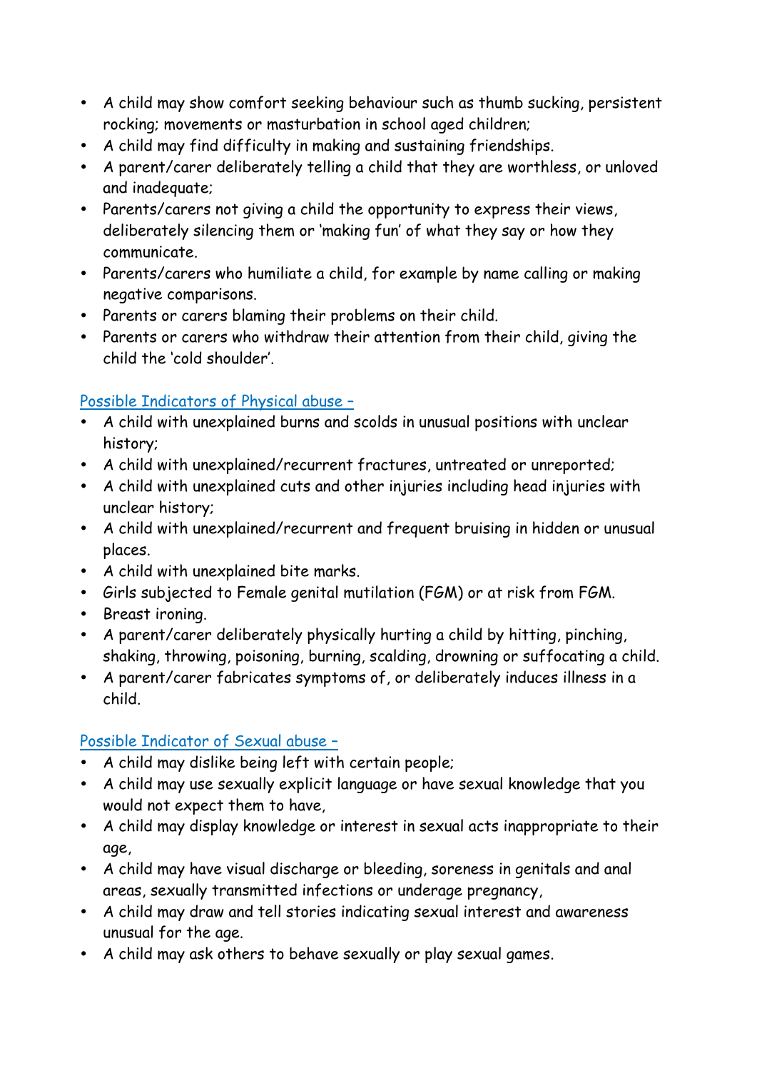- A child may show comfort seeking behaviour such as thumb sucking, persistent rocking; movements or masturbation in school aged children;
- A child may find difficulty in making and sustaining friendships.
- A parent/carer deliberately telling a child that they are worthless, or unloved and inadequate;
- Parents/carers not giving a child the opportunity to express their views, deliberately silencing them or 'making fun' of what they say or how they communicate.
- Parents/carers who humiliate a child, for example by name calling or making negative comparisons.
- Parents or carers blaming their problems on their child.
- Parents or carers who withdraw their attention from their child, giving the child the 'cold shoulder'.

Possible Indicators of Physical abuse –

- A child with unexplained burns and scolds in unusual positions with unclear history;
- A child with unexplained/recurrent fractures, untreated or unreported;
- A child with unexplained cuts and other injuries including head injuries with unclear history;
- A child with unexplained/recurrent and frequent bruising in hidden or unusual places.
- A child with unexplained bite marks.
- Girls subjected to Female genital mutilation (FGM) or at risk from FGM.
- Breast ironing.
- A parent/carer deliberately physically hurting a child by hitting, pinching, shaking, throwing, poisoning, burning, scalding, drowning or suffocating a child.
- A parent/carer fabricates symptoms of, or deliberately induces illness in a child.

Possible Indicator of Sexual abuse –

- A child may dislike being left with certain people;
- A child may use sexually explicit language or have sexual knowledge that you would not expect them to have,
- A child may display knowledge or interest in sexual acts inappropriate to their age,
- A child may have visual discharge or bleeding, soreness in genitals and anal areas, sexually transmitted infections or underage pregnancy,
- A child may draw and tell stories indicating sexual interest and awareness unusual for the age.
- A child may ask others to behave sexually or play sexual games.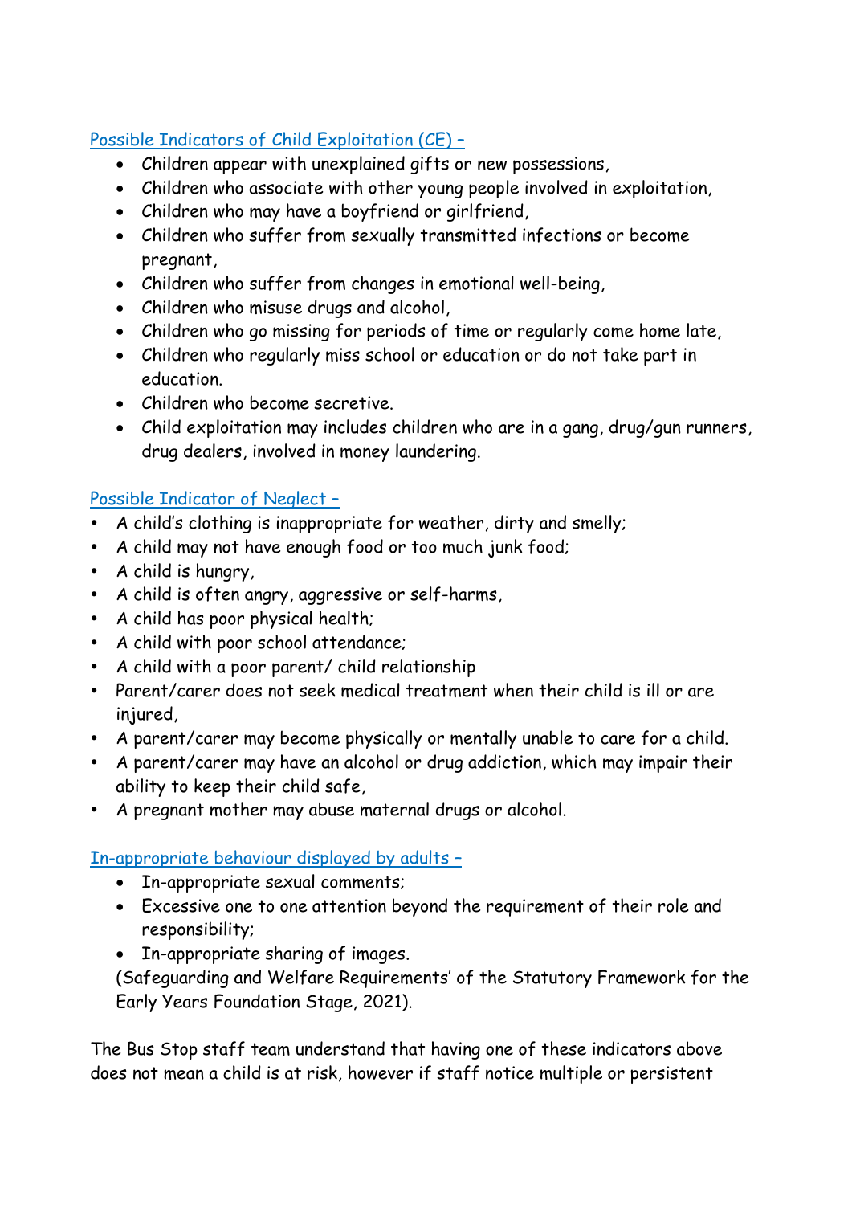Possible Indicators of Child Exploitation (CE) –

- Children appear with unexplained gifts or new possessions,
- Children who associate with other young people involved in exploitation,
- Children who may have a boyfriend or girlfriend,
- Children who suffer from sexually transmitted infections or become pregnant,
- Children who suffer from changes in emotional well-being,
- Children who misuse drugs and alcohol,
- Children who go missing for periods of time or regularly come home late,
- Children who regularly miss school or education or do not take part in education.
- Children who become secretive.
- Child exploitation may includes children who are in a gang, drug/gun runners, drug dealers, involved in money laundering.

Possible Indicator of Neglect –

- A child's clothing is inappropriate for weather, dirty and smelly;
- A child may not have enough food or too much junk food;
- A child is hungry,
- A child is often angry, aggressive or self-harms,
- A child has poor physical health;
- A child with poor school attendance;
- A child with a poor parent/ child relationship
- Parent/carer does not seek medical treatment when their child is ill or are injured,
- A parent/carer may become physically or mentally unable to care for a child.
- A parent/carer may have an alcohol or drug addiction, which may impair their ability to keep their child safe,
- A pregnant mother may abuse maternal drugs or alcohol.

In-appropriate behaviour displayed by adults –

- In-appropriate sexual comments;
- Excessive one to one attention beyond the requirement of their role and responsibility;
- In-appropriate sharing of images.

(Safeguarding and Welfare Requirements' of the Statutory Framework for the Early Years Foundation Stage, 2021).

The Bus Stop staff team understand that having one of these indicators above does not mean a child is at risk, however if staff notice multiple or persistent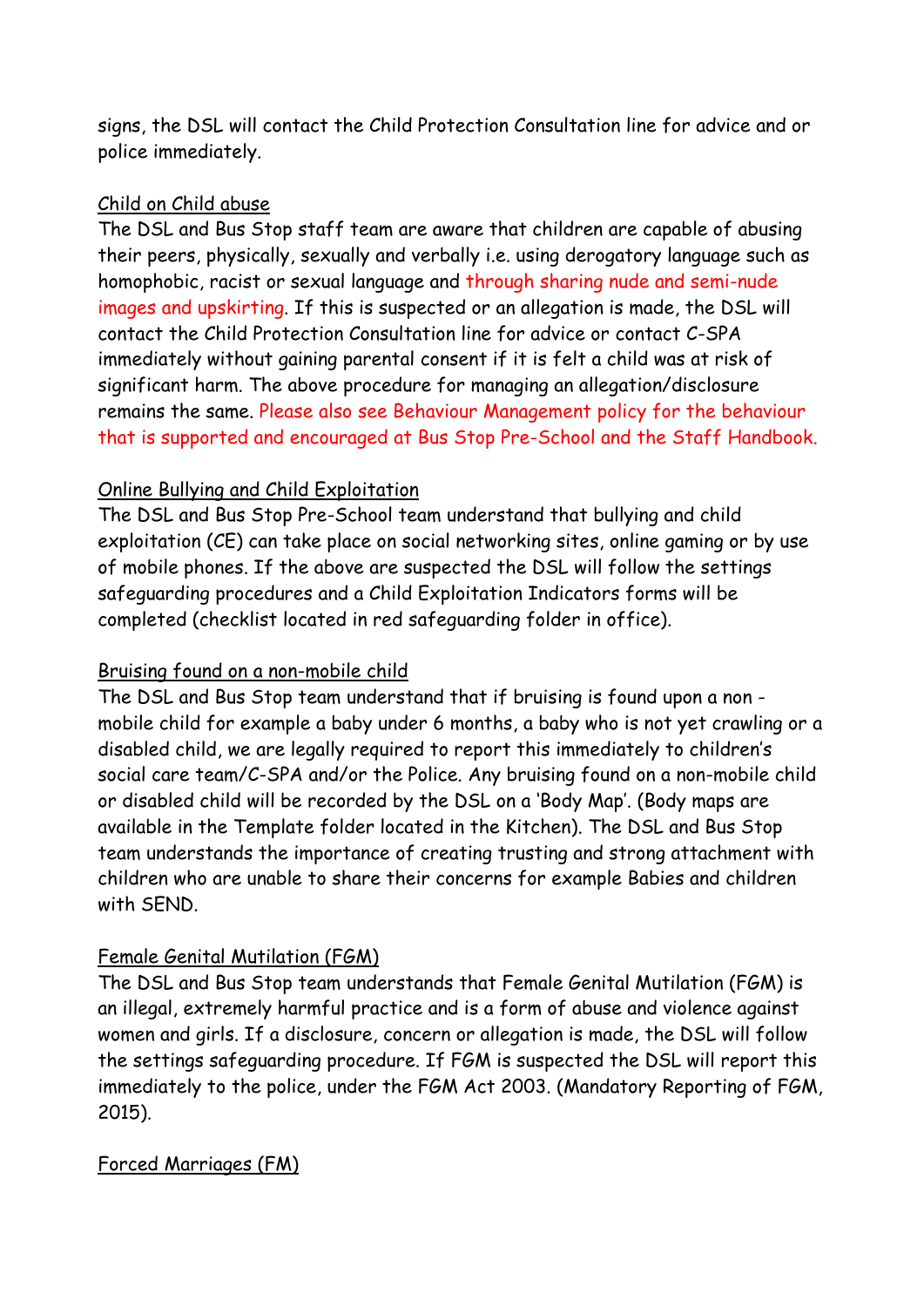signs, the DSL will contact the Child Protection Consultation line for advice and or police immediately.

<u>Child on Child abuse</u>

The DSL and Bus Stop staff team are aware that children are capable of abusing their peers, physically, sexually and verbally i.e. using derogatory language such as homophobic, racist or sexual language and through sharing nude and semi-nude images and upskirting. If this is suspected or an allegation is made, the DSL will contact the Child Protection Consultation line for advice or contact C-SPA immediately without gaining parental consent if it is felt a child was at risk of significant harm. The above procedure for managing an allegation/disclosure remains the same. Please also see Behaviour Management policy for the behaviour that is supported and encouraged at Bus Stop Pre-School and the Staff Handbook.

<u>Online Bullying and Child Exploitation</u>

The DSL and Bus Stop Pre-School team understand that bullying and child exploitation (CE) can take place on social networking sites, online gaming or by use of mobile phones. If the above are suspected the DSL will follow the settings safeguarding procedures and a Child Exploitation Indicators forms will be completed (checklist located in red safeguarding folder in office).

<u>Bruising found on a non-mobile child</u>

The DSL and Bus Stop team understand that if bruising is found upon a non - mobile child for example a baby under 6 months, a baby who is not yet crawling or a disabled child, we are legally required to report this immediately to children's social care team/C-SPA and/or the Police. Any bruising found on a non-mobile child or disabled child will be recorded by the DSL on a 'Body Map'. (Body maps are available in the Template folder located in the Kitchen). The DSL and Bus Stop team understands the importance of creating trusting and strong attachment with children who are unable to share their concerns for example Babies and children with SEND.

<u>Female Genital Mutilation (FGM)</u>

The DSL and Bus Stop team understands that Female Genital Mutilation (FGM) is an illegal, extremely harmful practice and is a form of abuse and violence against women and girls. If a disclosure, concern or allegation is made, the DSL will follow the settings safeguarding procedure. If FGM is suspected the DSL will report this immediately to the police, under the FGM Act 2003. (Mandatory Reporting of FGM, 2015).

<u>Forced Marriages (FM)</u>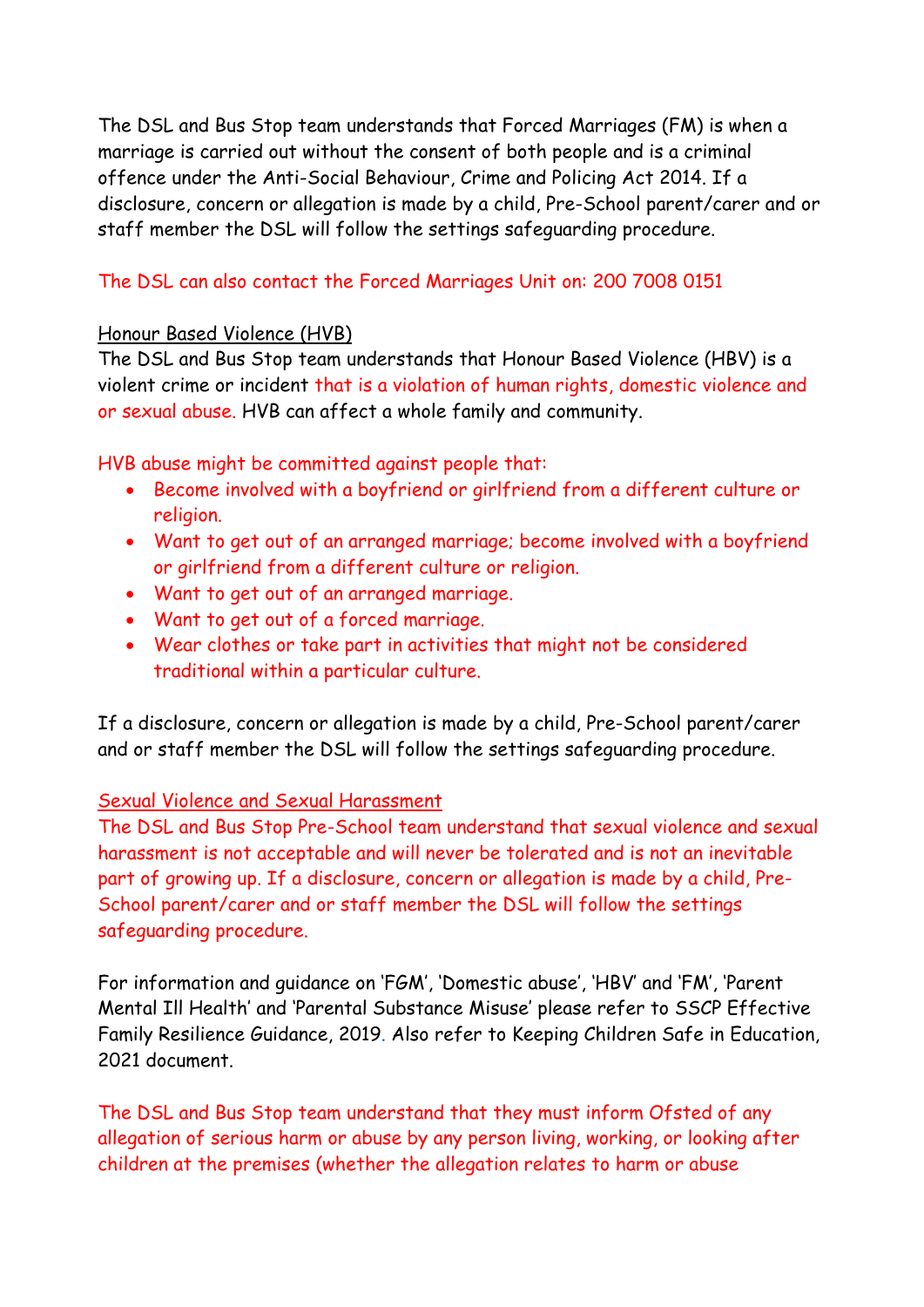The DSL and Bus Stop team understands that Forced Marriages (FM) is when a marriage is carried out without the consent of both people and is a criminal offence under the Anti-Social Behaviour, Crime and Policing Act 2014. If a disclosure, concern or allegation is made by a child, Pre-School parent/carer and or staff member the DSL will follow the settings safeguarding procedure.

The DSL can also contact the Forced Marriages Unit on: 200 7008 0151

## Honour Based Violence (HVB)

The DSL and Bus Stop team understands that Honour Based Violence (HBV) is a violent crime or incident that is a violation of human rights, domestic violence and or sexual abuse. HVB can affect a whole family and community.

HVB abuse might be committed against people that:

- Become involved with a boyfriend or girlfriend from a different culture or religion.
- Want to get out of an arranged marriage; become involved with a boyfriend or girlfriend from a different culture or religion.
- Want to get out of an arranged marriage.
- Want to get out of a forced marriage.
- Wear clothes or take part in activities that might not be considered traditional within a particular culture.

If a disclosure, concern or allegation is made by a child, Pre-School parent/carer and or staff member the DSL will follow the settings safeguarding procedure.

## Sexual Violence and Sexual Harassment

The DSL and Bus Stop Pre-School team understand that sexual violence and sexual harassment is not acceptable and will never be tolerated and is not an inevitable part of growing up. If a disclosure, concern or allegation is made by a child, Pre-School parent/carer and or staff member the DSL will follow the settings safeguarding procedure.

For information and guidance on 'FGM', 'Domestic abuse', 'HBV' and 'FM', 'Parent Mental Ill Health' and 'Parental Substance Misuse' please refer to SSCP Effective Family Resilience Guidance, 2019. Also refer to Keeping Children Safe in Education, 2021 document.

The DSL and Bus Stop team understand that they must inform Ofsted of any allegation of serious harm or abuse by any person living, working, or looking after children at the premises (whether the allegation relates to harm or abuse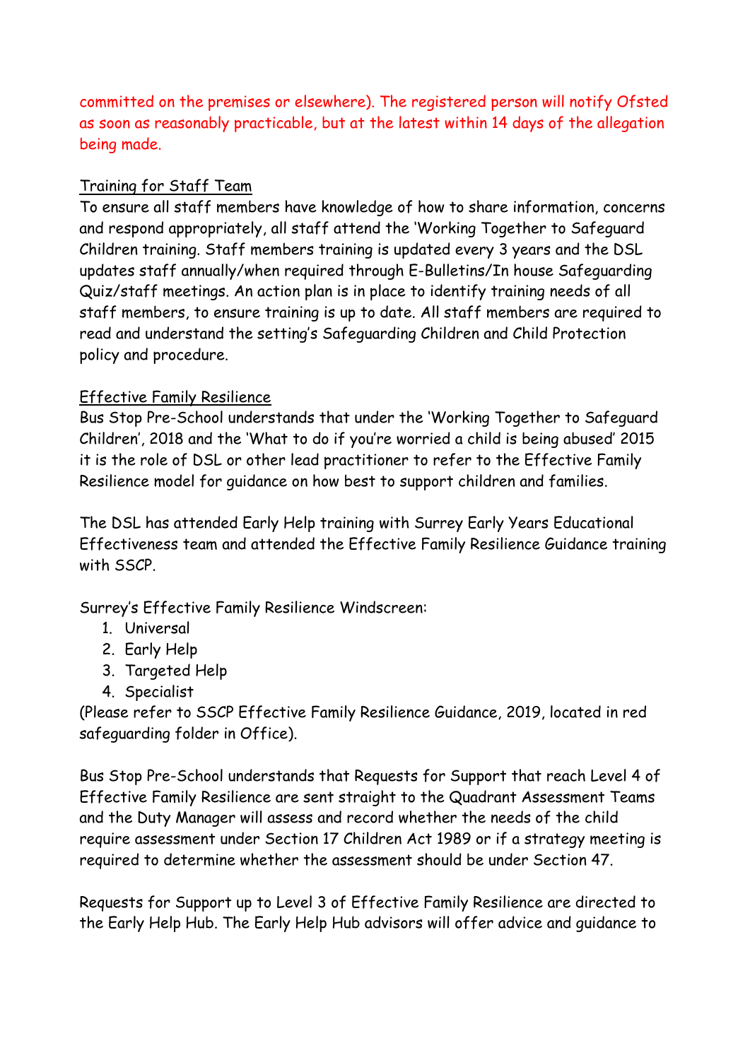committed on the premises or elsewhere). The registered person will notify Ofsted as soon as reasonably practicable, but at the latest within 14 days of the allegation being made.

## Training for Staff Team

To ensure all staff members have knowledge of how to share information, concerns and respond appropriately, all staff attend the 'Working Together to Safeguard Children training. Staff members training is updated every 3 years and the DSL updates staff annually/when required through E-Bulletins/In house Safeguarding Quiz/staff meetings. An action plan is in place to identify training needs of all staff members, to ensure training is up to date. All staff members are required to read and understand the setting's Safeguarding Children and Child Protection policy and procedure.

## Effective Family Resilience

Bus Stop Pre-School understands that under the 'Working Together to Safeguard Children', 2018 and the 'What to do if you're worried a child is being abused' 2015 it is the role of DSL or other lead practitioner to refer to the Effective Family Resilience model for guidance on how best to support children and families.

The DSL has attended Early Help training with Surrey Early Years Educational Effectiveness team and attended the Effective Family Resilience Guidance training with SSCP.

Surrey's Effective Family Resilience Windscreen:

1. Universal
2. Early Help
3. Targeted Help
4. Specialist

(Please refer to SSCP Effective Family Resilience Guidance, 2019, located in red safeguarding folder in Office).

Bus Stop Pre-School understands that Requests for Support that reach Level 4 of Effective Family Resilience are sent straight to the Quadrant Assessment Teams and the Duty Manager will assess and record whether the needs of the child require assessment under Section 17 Children Act 1989 or if a strategy meeting is required to determine whether the assessment should be under Section 47.

Requests for Support up to Level 3 of Effective Family Resilience are directed to the Early Help Hub. The Early Help Hub advisors will offer advice and guidance to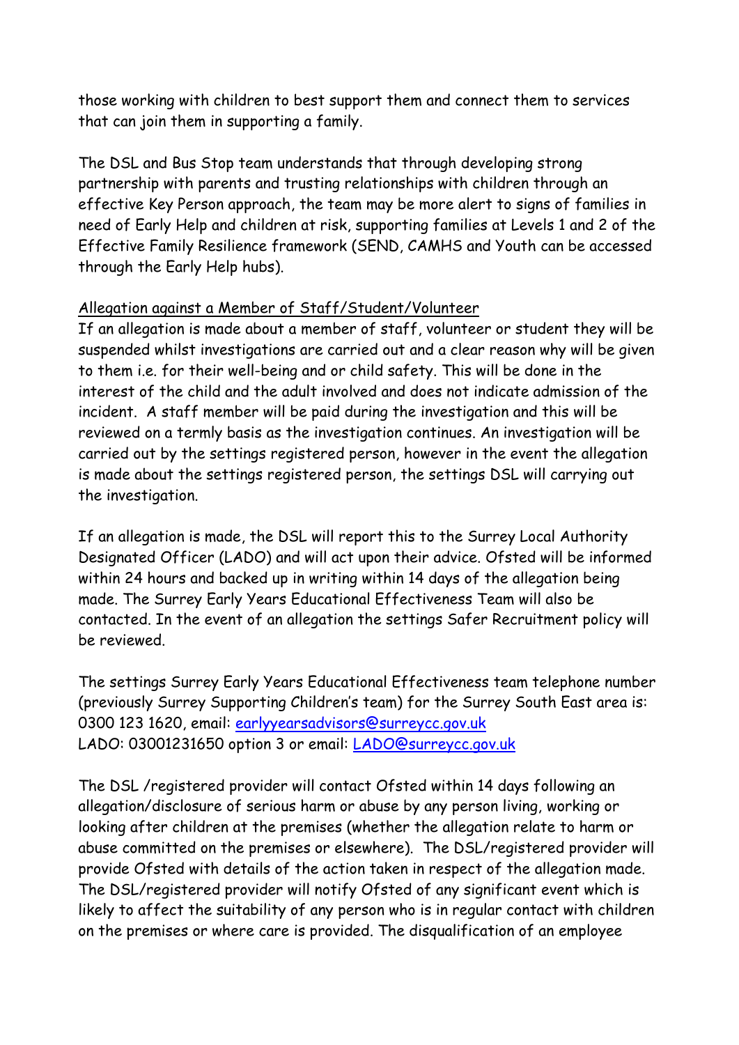those working with children to best support them and connect them to services that can join them in supporting a family.

The DSL and Bus Stop team understands that through developing strong partnership with parents and trusting relationships with children through an effective Key Person approach, the team may be more alert to signs of families in need of Early Help and children at risk, supporting families at Levels 1 and 2 of the Effective Family Resilience framework (SEND, CAMHS and Youth can be accessed through the Early Help hubs).

<u>Allegation against a Member of Staff/Student/Volunteer</u>
If an allegation is made about a member of staff, volunteer or student they will be suspended whilst investigations are carried out and a clear reason why will be given to them i.e. for their well-being and or child safety. This will be done in the interest of the child and the adult involved and does not indicate admission of the incident. A staff member will be paid during the investigation and this will be reviewed on a termly basis as the investigation continues. An investigation will be carried out by the settings registered person, however in the event the allegation is made about the settings registered person, the settings DSL will carrying out the investigation.

If an allegation is made, the DSL will report this to the Surrey Local Authority Designated Officer (LADO) and will act upon their advice. Ofsted will be informed within 24 hours and backed up in writing within 14 days of the allegation being made. The Surrey Early Years Educational Effectiveness Team will also be contacted. In the event of an allegation the settings Safer Recruitment policy will be reviewed.

The settings Surrey Early Years Educational Effectiveness team telephone number (previously Surrey Supporting Children's team) for the Surrey South East area is: 0300 123 1620, email: earlyyearsadvisors@surreycc.gov.uk
LADO: 03001231650 option 3 or email: LADO@surreycc.gov.uk

The DSL /registered provider will contact Ofsted within 14 days following an allegation/disclosure of serious harm or abuse by any person living, working or looking after children at the premises (whether the allegation relate to harm or abuse committed on the premises or elsewhere). The DSL/registered provider will provide Ofsted with details of the action taken in respect of the allegation made. The DSL/registered provider will notify Ofsted of any significant event which is likely to affect the suitability of any person who is in regular contact with children on the premises or where care is provided. The disqualification of an employee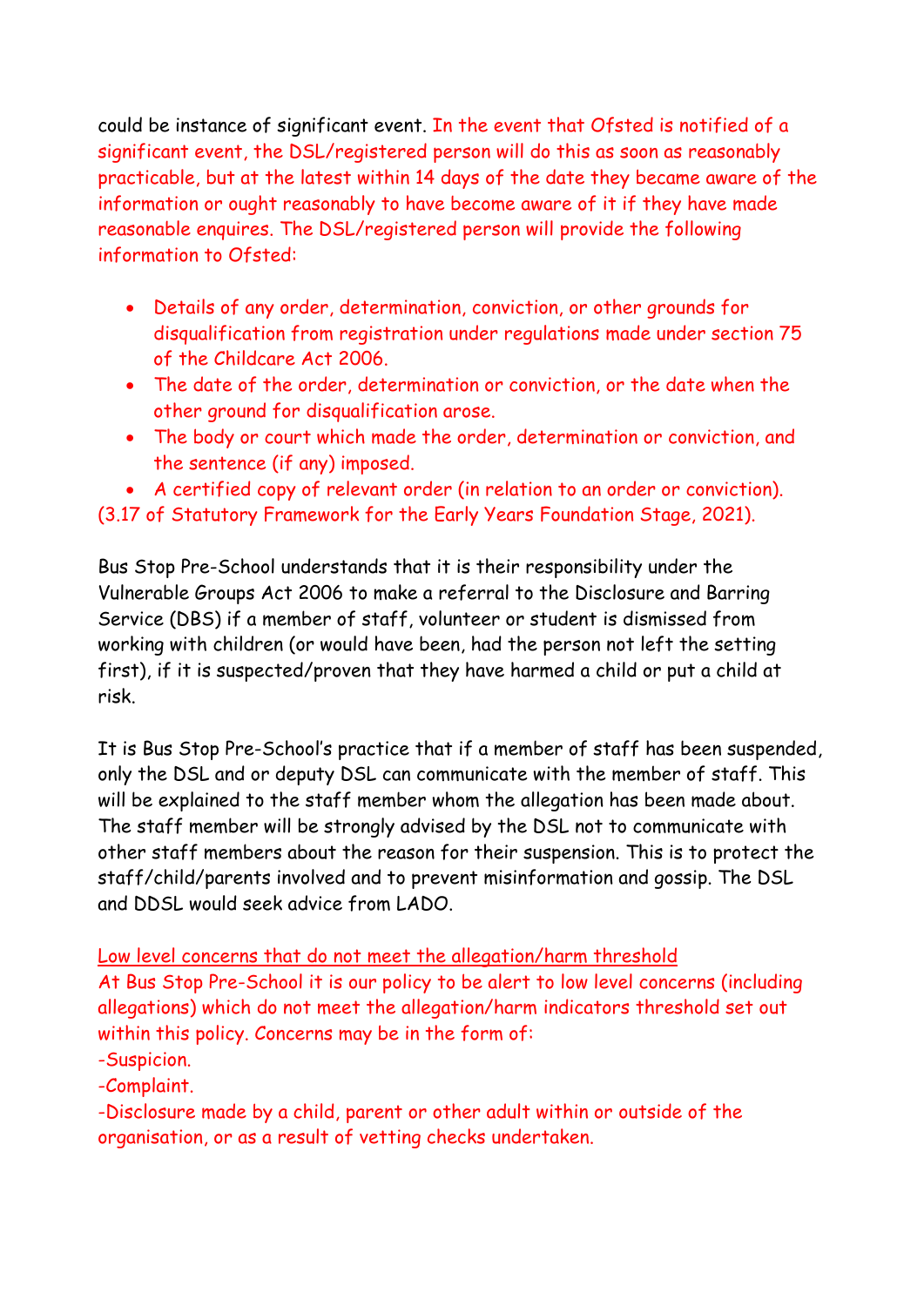could be instance of significant event. In the event that Ofsted is notified of a significant event, the DSL/registered person will do this as soon as reasonably practicable, but at the latest within 14 days of the date they became aware of the information or ought reasonably to have become aware of it if they have made reasonable enquires. The DSL/registered person will provide the following information to Ofsted:

- Details of any order, determination, conviction, or other grounds for disqualification from registration under regulations made under section 75 of the Childcare Act 2006.
- The date of the order, determination or conviction, or the date when the other ground for disqualification arose.
- The body or court which made the order, determination or conviction, and the sentence (if any) imposed.
- A certified copy of relevant order (in relation to an order or conviction).

(3.17 of Statutory Framework for the Early Years Foundation Stage, 2021).

Bus Stop Pre-School understands that it is their responsibility under the Vulnerable Groups Act 2006 to make a referral to the Disclosure and Barring Service (DBS) if a member of staff, volunteer or student is dismissed from working with children (or would have been, had the person not left the setting first), if it is suspected/proven that they have harmed a child or put a child at risk.

It is Bus Stop Pre-School's practice that if a member of staff has been suspended, only the DSL and or deputy DSL can communicate with the member of staff. This will be explained to the staff member whom the allegation has been made about. The staff member will be strongly advised by the DSL not to communicate with other staff members about the reason for their suspension. This is to protect the staff/child/parents involved and to prevent misinformation and gossip. The DSL and DDSL would seek advice from LADO.

<u>Low level concerns that do not meet the allegation/harm threshold</u>

At Bus Stop Pre-School it is our policy to be alert to low level concerns (including allegations) which do not meet the allegation/harm indicators threshold set out within this policy. Concerns may be in the form of:

-Suspicion.

-Complaint.

-Disclosure made by a child, parent or other adult within or outside of the organisation, or as a result of vetting checks undertaken.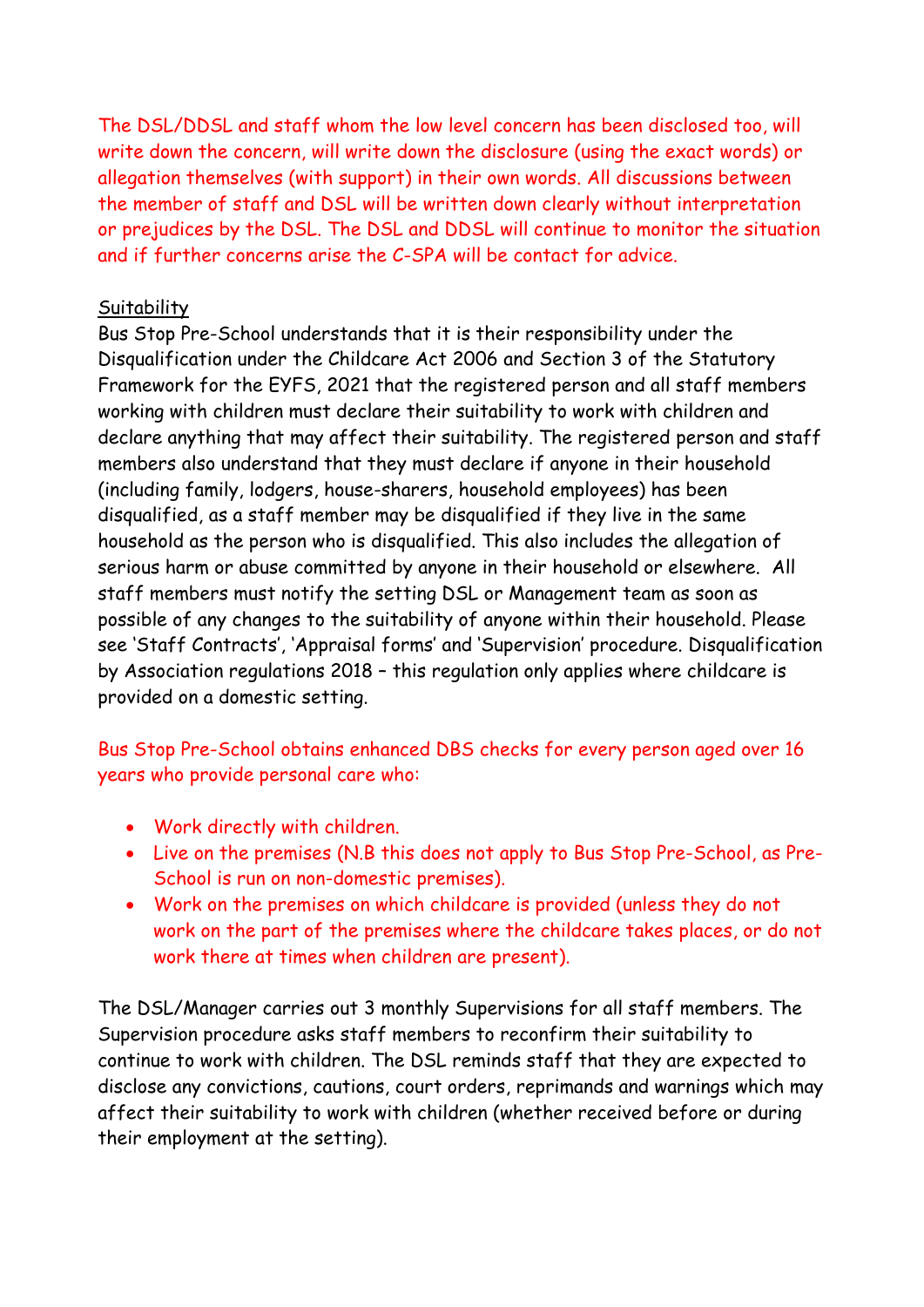The DSL/DDSL and staff whom the low level concern has been disclosed too, will write down the concern, will write down the disclosure (using the exact words) or allegation themselves (with support) in their own words. All discussions between the member of staff and DSL will be written down clearly without interpretation or prejudices by the DSL. The DSL and DDSL will continue to monitor the situation and if further concerns arise the C-SPA will be contact for advice.

Suitability

Bus Stop Pre-School understands that it is their responsibility under the Disqualification under the Childcare Act 2006 and Section 3 of the Statutory Framework for the EYFS, 2021 that the registered person and all staff members working with children must declare their suitability to work with children and declare anything that may affect their suitability. The registered person and staff members also understand that they must declare if anyone in their household (including family, lodgers, house-sharers, household employees) has been disqualified, as a staff member may be disqualified if they live in the same household as the person who is disqualified. This also includes the allegation of serious harm or abuse committed by anyone in their household or elsewhere. All staff members must notify the setting DSL or Management team as soon as possible of any changes to the suitability of anyone within their household. Please see 'Staff Contracts', 'Appraisal forms' and 'Supervision' procedure. Disqualification by Association regulations 2018 – this regulation only applies where childcare is provided on a domestic setting.

Bus Stop Pre-School obtains enhanced DBS checks for every person aged over 16 years who provide personal care who:

- Work directly with children.
- Live on the premises (N.B this does not apply to Bus Stop Pre-School, as Pre-School is run on non-domestic premises).
- Work on the premises on which childcare is provided (unless they do not work on the part of the premises where the childcare takes places, or do not work there at times when children are present).

The DSL/Manager carries out 3 monthly Supervisions for all staff members. The Supervision procedure asks staff members to reconfirm their suitability to continue to work with children. The DSL reminds staff that they are expected to disclose any convictions, cautions, court orders, reprimands and warnings which may affect their suitability to work with children (whether received before or during their employment at the setting).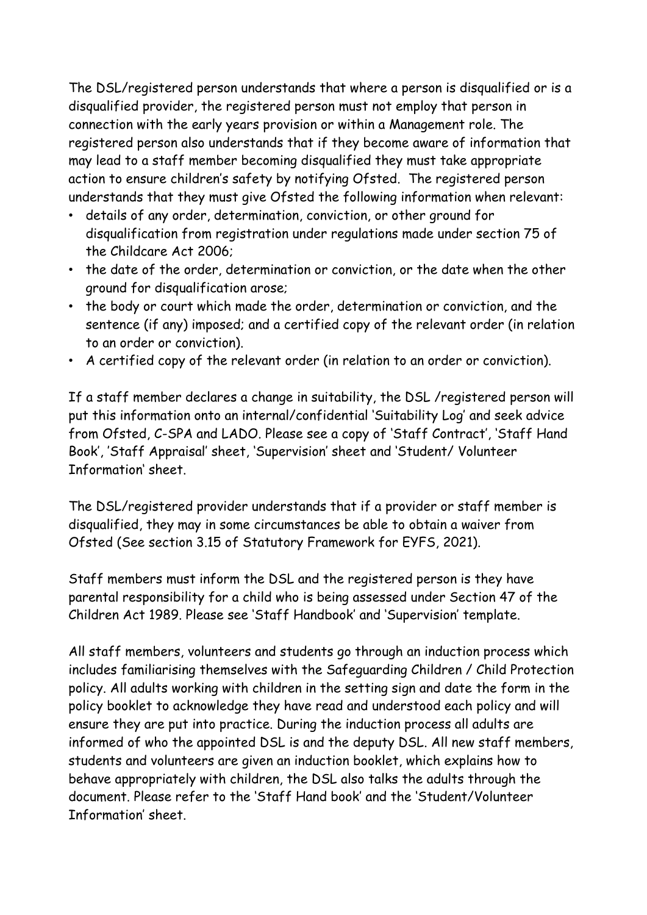The DSL/registered person understands that where a person is disqualified or is a disqualified provider, the registered person must not employ that person in connection with the early years provision or within a Management role. The registered person also understands that if they become aware of information that may lead to a staff member becoming disqualified they must take appropriate action to ensure children's safety by notifying Ofsted.  The registered person understands that they must give Ofsted the following information when relevant:

- details of any order, determination, conviction, or other ground for disqualification from registration under regulations made under section 75 of the Childcare Act 2006;
- the date of the order, determination or conviction, or the date when the other ground for disqualification arose;
- the body or court which made the order, determination or conviction, and the sentence (if any) imposed; and a certified copy of the relevant order (in relation to an order or conviction).
- A certified copy of the relevant order (in relation to an order or conviction).

If a staff member declares a change in suitability, the DSL /registered person will put this information onto an internal/confidential 'Suitability Log' and seek advice from Ofsted, C-SPA and LADO. Please see a copy of 'Staff Contract', 'Staff Hand Book', 'Staff Appraisal' sheet, 'Supervision' sheet and 'Student/ Volunteer Information' sheet.

The DSL/registered provider understands that if a provider or staff member is disqualified, they may in some circumstances be able to obtain a waiver from Ofsted (See section 3.15 of Statutory Framework for EYFS, 2021).

Staff members must inform the DSL and the registered person is they have parental responsibility for a child who is being assessed under Section 47 of the Children Act 1989. Please see 'Staff Handbook' and 'Supervision' template.

All staff members, volunteers and students go through an induction process which includes familiarising themselves with the Safeguarding Children / Child Protection policy. All adults working with children in the setting sign and date the form in the policy booklet to acknowledge they have read and understood each policy and will ensure they are put into practice. During the induction process all adults are informed of who the appointed DSL is and the deputy DSL. All new staff members, students and volunteers are given an induction booklet, which explains how to behave appropriately with children, the DSL also talks the adults through the document. Please refer to the 'Staff Hand book' and the 'Student/Volunteer Information' sheet.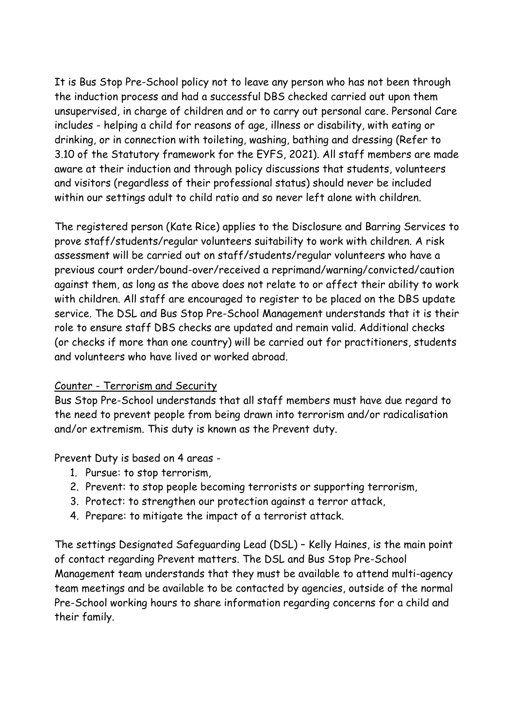It is Bus Stop Pre-School policy not to leave any person who has not been through the induction process and had a successful DBS checked carried out upon them unsupervised, in charge of children and or to carry out personal care. Personal Care includes - helping a child for reasons of age, illness or disability, with eating or drinking, or in connection with toileting, washing, bathing and dressing (Refer to 3.10 of the Statutory framework for the EYFS, 2021). All staff members are made aware at their induction and through policy discussions that students, volunteers and visitors (regardless of their professional status) should never be included within our settings adult to child ratio and so never left alone with children.

The registered person (Kate Rice) applies to the Disclosure and Barring Services to prove staff/students/regular volunteers suitability to work with children. A risk assessment will be carried out on staff/students/regular volunteers who have a previous court order/bound-over/received a reprimand/warning/convicted/caution against them, as long as the above does not relate to or affect their ability to work with children. All staff are encouraged to register to be placed on the DBS update service. The DSL and Bus Stop Pre-School Management understands that it is their role to ensure staff DBS checks are updated and remain valid. Additional checks (or checks if more than one country) will be carried out for practitioners, students and volunteers who have lived or worked abroad.

<u>Counter - Terrorism and Security</u>

Bus Stop Pre-School understands that all staff members must have due regard to the need to prevent people from being drawn into terrorism and/or radicalisation and/or extremism. This duty is known as the Prevent duty.

Prevent Duty is based on 4 areas -

1. Pursue: to stop terrorism,
2. Prevent: to stop people becoming terrorists or supporting terrorism,
3. Protect: to strengthen our protection against a terror attack,
4. Prepare: to mitigate the impact of a terrorist attack.

The settings Designated Safeguarding Lead (DSL) – Kelly Haines, is the main point of contact regarding Prevent matters. The DSL and Bus Stop Pre-School Management team understands that they must be available to attend multi-agency team meetings and be available to be contacted by agencies, outside of the normal Pre-School working hours to share information regarding concerns for a child and their family.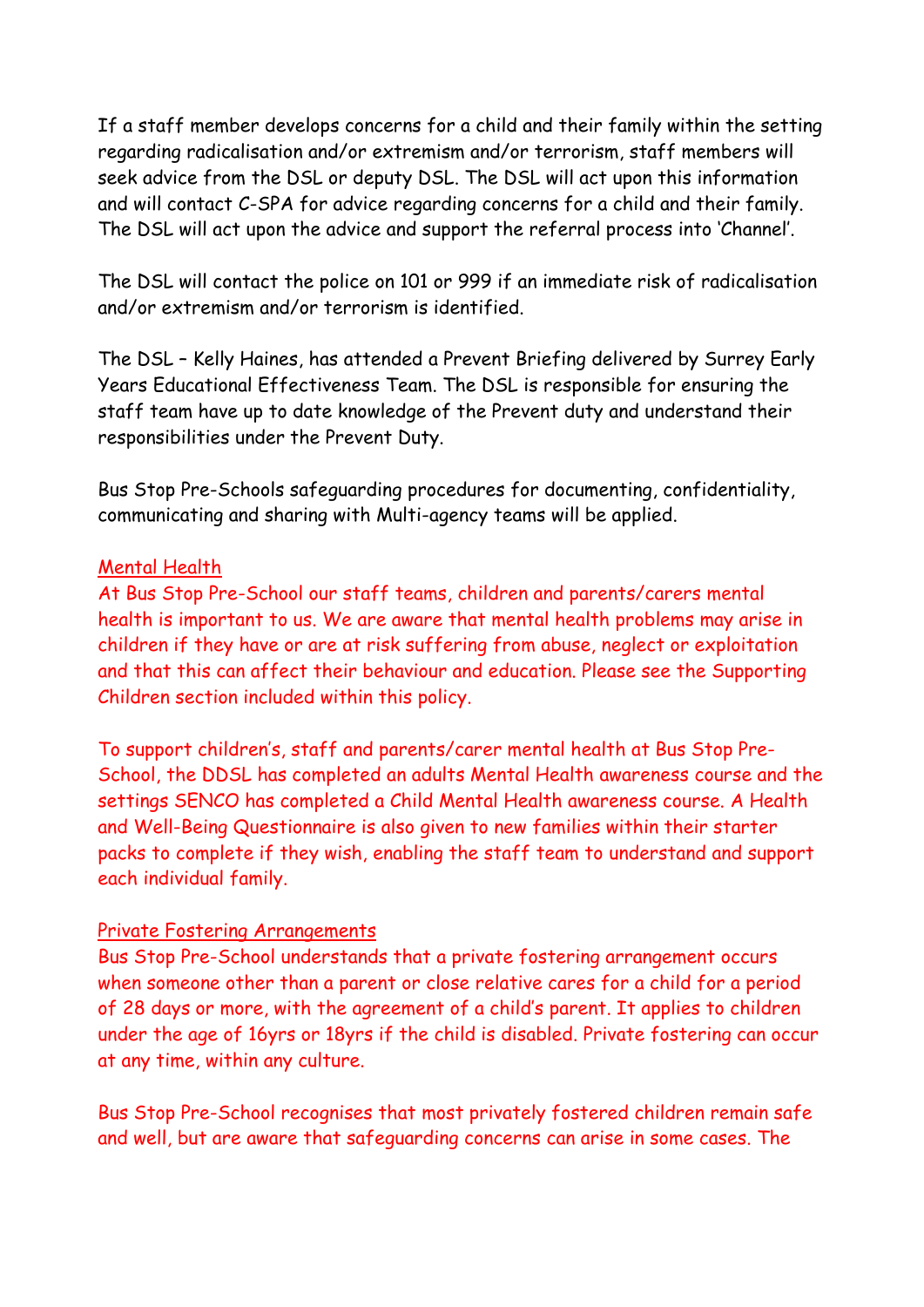If a staff member develops concerns for a child and their family within the setting regarding radicalisation and/or extremism and/or terrorism, staff members will seek advice from the DSL or deputy DSL. The DSL will act upon this information and will contact C-SPA for advice regarding concerns for a child and their family. The DSL will act upon the advice and support the referral process into 'Channel'.

The DSL will contact the police on 101 or 999 if an immediate risk of radicalisation and/or extremism and/or terrorism is identified.

The DSL – Kelly Haines, has attended a Prevent Briefing delivered by Surrey Early Years Educational Effectiveness Team. The DSL is responsible for ensuring the staff team have up to date knowledge of the Prevent duty and understand their responsibilities under the Prevent Duty.

Bus Stop Pre-Schools safeguarding procedures for documenting, confidentiality, communicating and sharing with Multi-agency teams will be applied.

<u>Mental Health</u>

At Bus Stop Pre-School our staff teams, children and parents/carers mental health is important to us. We are aware that mental health problems may arise in children if they have or are at risk suffering from abuse, neglect or exploitation and that this can affect their behaviour and education. Please see the Supporting Children section included within this policy.

To support children's, staff and parents/carer mental health at Bus Stop Pre-School, the DDSL has completed an adults Mental Health awareness course and the settings SENCO has completed a Child Mental Health awareness course. A Health and Well-Being Questionnaire is also given to new families within their starter packs to complete if they wish, enabling the staff team to understand and support each individual family.

<u>Private Fostering Arrangements</u>

Bus Stop Pre-School understands that a private fostering arrangement occurs when someone other than a parent or close relative cares for a child for a period of 28 days or more, with the agreement of a child's parent. It applies to children under the age of 16yrs or 18yrs if the child is disabled. Private fostering can occur at any time, within any culture.

Bus Stop Pre-School recognises that most privately fostered children remain safe and well, but are aware that safeguarding concerns can arise in some cases. The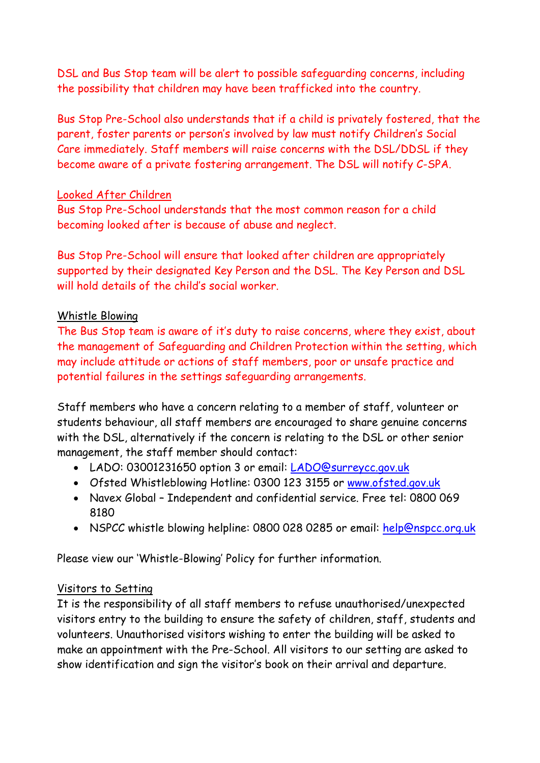DSL and Bus Stop team will be alert to possible safeguarding concerns, including the possibility that children may have been trafficked into the country.

Bus Stop Pre-School also understands that if a child is privately fostered, that the parent, foster parents or person's involved by law must notify Children's Social Care immediately. Staff members will raise concerns with the DSL/DDSL if they become aware of a private fostering arrangement. The DSL will notify C-SPA.

Looked After Children

Bus Stop Pre-School understands that the most common reason for a child becoming looked after is because of abuse and neglect.

Bus Stop Pre-School will ensure that looked after children are appropriately supported by their designated Key Person and the DSL. The Key Person and DSL will hold details of the child's social worker.

Whistle Blowing

The Bus Stop team is aware of it's duty to raise concerns, where they exist, about the management of Safeguarding and Children Protection within the setting, which may include attitude or actions of staff members, poor or unsafe practice and potential failures in the settings safeguarding arrangements.

Staff members who have a concern relating to a member of staff, volunteer or students behaviour, all staff members are encouraged to share genuine concerns with the DSL, alternatively if the concern is relating to the DSL or other senior management, the staff member should contact:

- LADO: 03001231650 option 3 or email: LADO@surreycc.gov.uk
- Ofsted Whistleblowing Hotline: 0300 123 3155 or www.ofsted.gov.uk
- Navex Global – Independent and confidential service. Free tel: 0800 069 8180
- NSPCC whistle blowing helpline: 0800 028 0285 or email: help@nspcc.org.uk

Please view our 'Whistle-Blowing' Policy for further information.

Visitors to Setting

It is the responsibility of all staff members to refuse unauthorised/unexpected visitors entry to the building to ensure the safety of children, staff, students and volunteers. Unauthorised visitors wishing to enter the building will be asked to make an appointment with the Pre-School. All visitors to our setting are asked to show identification and sign the visitor's book on their arrival and departure.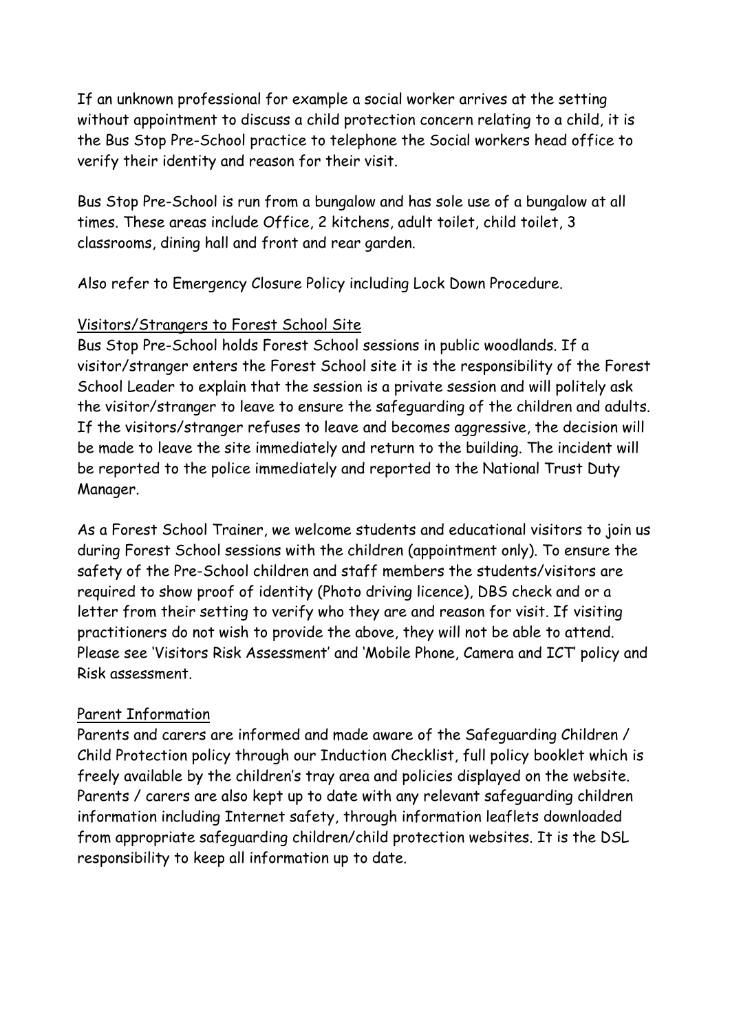If an unknown professional for example a social worker arrives at the setting without appointment to discuss a child protection concern relating to a child, it is the Bus Stop Pre-School practice to telephone the Social workers head office to verify their identity and reason for their visit.

Bus Stop Pre-School is run from a bungalow and has sole use of a bungalow at all times. These areas include Office, 2 kitchens, adult toilet, child toilet, 3 classrooms, dining hall and front and rear garden.

Also refer to Emergency Closure Policy including Lock Down Procedure.

<u>Visitors/Strangers to Forest School Site</u>

Bus Stop Pre-School holds Forest School sessions in public woodlands. If a visitor/stranger enters the Forest School site it is the responsibility of the Forest School Leader to explain that the session is a private session and will politely ask the visitor/stranger to leave to ensure the safeguarding of the children and adults. If the visitors/stranger refuses to leave and becomes aggressive, the decision will be made to leave the site immediately and return to the building. The incident will be reported to the police immediately and reported to the National Trust Duty Manager.

As a Forest School Trainer, we welcome students and educational visitors to join us during Forest School sessions with the children (appointment only). To ensure the safety of the Pre-School children and staff members the students/visitors are required to show proof of identity (Photo driving licence), DBS check and or a letter from their setting to verify who they are and reason for visit. If visiting practitioners do not wish to provide the above, they will not be able to attend. Please see 'Visitors Risk Assessment' and 'Mobile Phone, Camera and ICT' policy and Risk assessment.

<u>Parent Information</u>

Parents and carers are informed and made aware of the Safeguarding Children / Child Protection policy through our Induction Checklist, full policy booklet which is freely available by the children's tray area and policies displayed on the website. Parents / carers are also kept up to date with any relevant safeguarding children information including Internet safety, through information leaflets downloaded from appropriate safeguarding children/child protection websites. It is the DSL responsibility to keep all information up to date.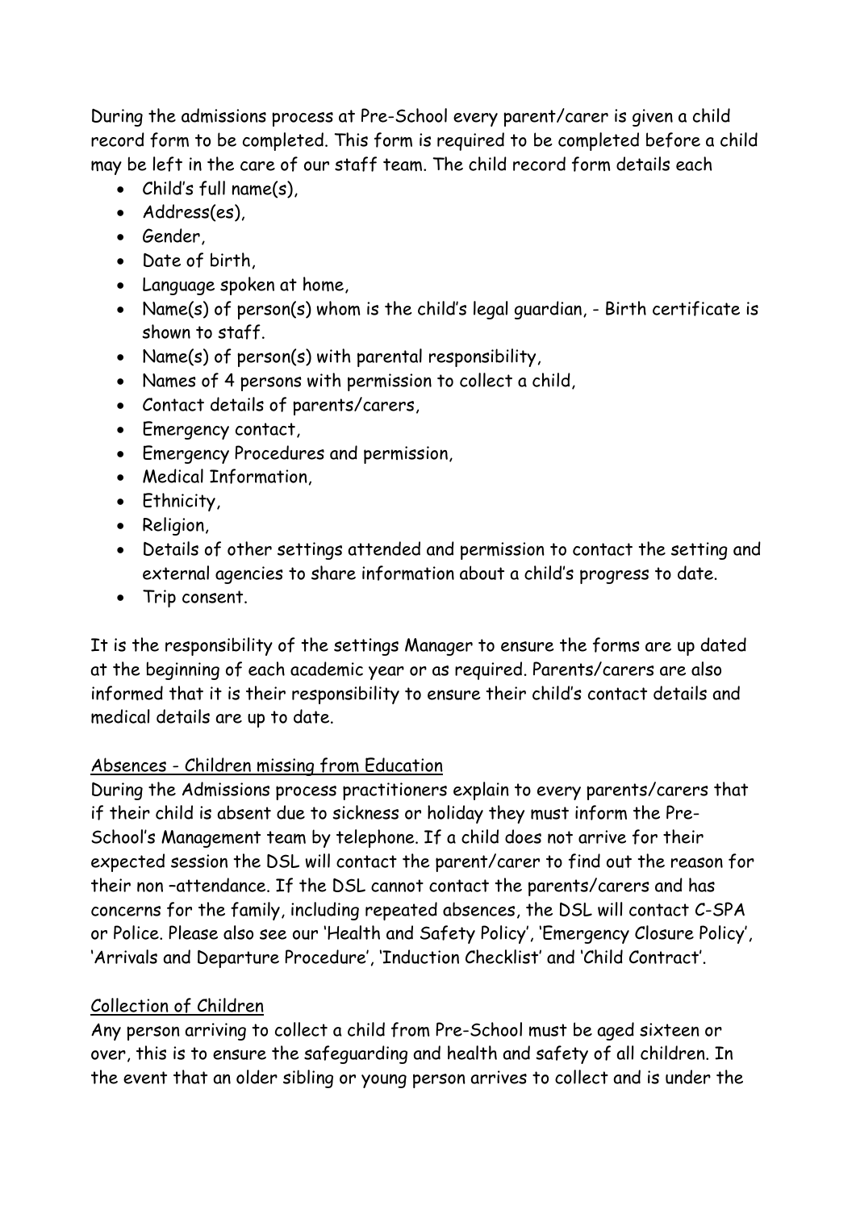During the admissions process at Pre-School every parent/carer is given a child record form to be completed. This form is required to be completed before a child may be left in the care of our staff team. The child record form details each

- Child's full name(s),
- Address(es),
- Gender,
- Date of birth,
- Language spoken at home,
- Name(s) of person(s) whom is the child's legal guardian, - Birth certificate is shown to staff.
- Name(s) of person(s) with parental responsibility,
- Names of 4 persons with permission to collect a child,
- Contact details of parents/carers,
- Emergency contact,
- Emergency Procedures and permission,
- Medical Information,
- Ethnicity,
- Religion,
- Details of other settings attended and permission to contact the setting and external agencies to share information about a child's progress to date.
- Trip consent.

It is the responsibility of the settings Manager to ensure the forms are up dated at the beginning of each academic year or as required. Parents/carers are also informed that it is their responsibility to ensure their child's contact details and medical details are up to date.

<u>Absences - Children missing from Education</u>

During the Admissions process practitioners explain to every parents/carers that if their child is absent due to sickness or holiday they must inform the Pre-School's Management team by telephone. If a child does not arrive for their expected session the DSL will contact the parent/carer to find out the reason for their non –attendance. If the DSL cannot contact the parents/carers and has concerns for the family, including repeated absences, the DSL will contact C-SPA or Police. Please also see our 'Health and Safety Policy', 'Emergency Closure Policy', 'Arrivals and Departure Procedure', 'Induction Checklist' and 'Child Contract'.

<u>Collection of Children</u>

Any person arriving to collect a child from Pre-School must be aged sixteen or over, this is to ensure the safeguarding and health and safety of all children. In the event that an older sibling or young person arrives to collect and is under the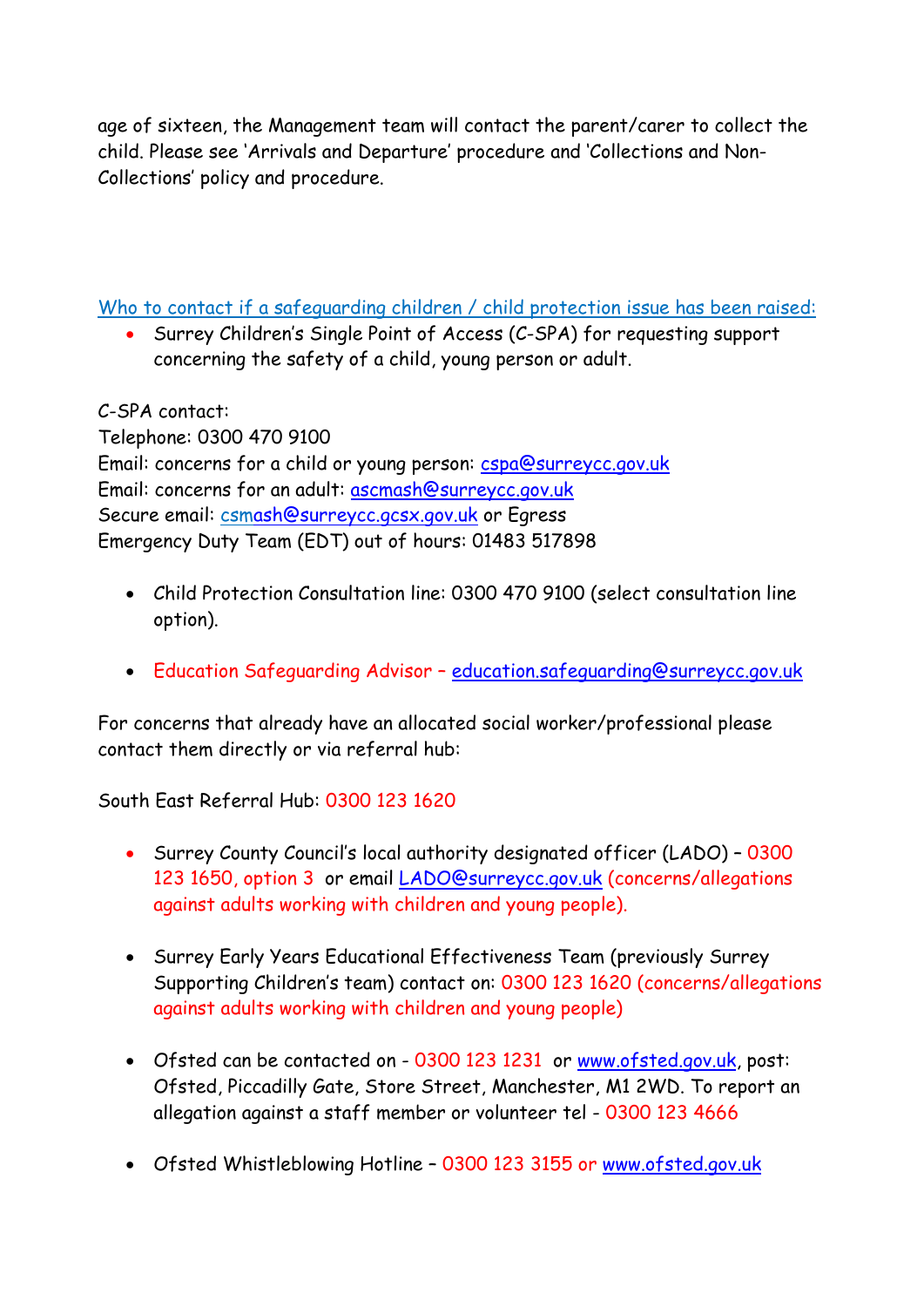age of sixteen, the Management team will contact the parent/carer to collect the child. Please see 'Arrivals and Departure' procedure and 'Collections and Non-Collections' policy and procedure.

Who to contact if a safeguarding children / child protection issue has been raised:

- Surrey Children's Single Point of Access (C-SPA) for requesting support concerning the safety of a child, young person or adult.

C-SPA contact:
Telephone: 0300 470 9100
Email: concerns for a child or young person: cspa@surreycc.gov.uk
Email: concerns for an adult: ascmash@surreycc.gov.uk
Secure email: csmash@surreycc.gcsx.gov.uk or Egress
Emergency Duty Team (EDT) out of hours: 01483 517898

- Child Protection Consultation line: 0300 470 9100 (select consultation line option).

- Education Safeguarding Advisor – education.safeguarding@surreycc.gov.uk

For concerns that already have an allocated social worker/professional please contact them directly or via referral hub:

South East Referral Hub: 0300 123 1620

- Surrey County Council's local authority designated officer (LADO) – 0300 123 1650, option 3 or email LADO@surreycc.gov.uk (concerns/allegations against adults working with children and young people).

- Surrey Early Years Educational Effectiveness Team (previously Surrey Supporting Children's team) contact on: 0300 123 1620 (concerns/allegations against adults working with children and young people)

- Ofsted can be contacted on - 0300 123 1231 or www.ofsted.gov.uk, post: Ofsted, Piccadilly Gate, Store Street, Manchester, M1 2WD. To report an allegation against a staff member or volunteer tel - 0300 123 4666

- Ofsted Whistleblowing Hotline – 0300 123 3155 or www.ofsted.gov.uk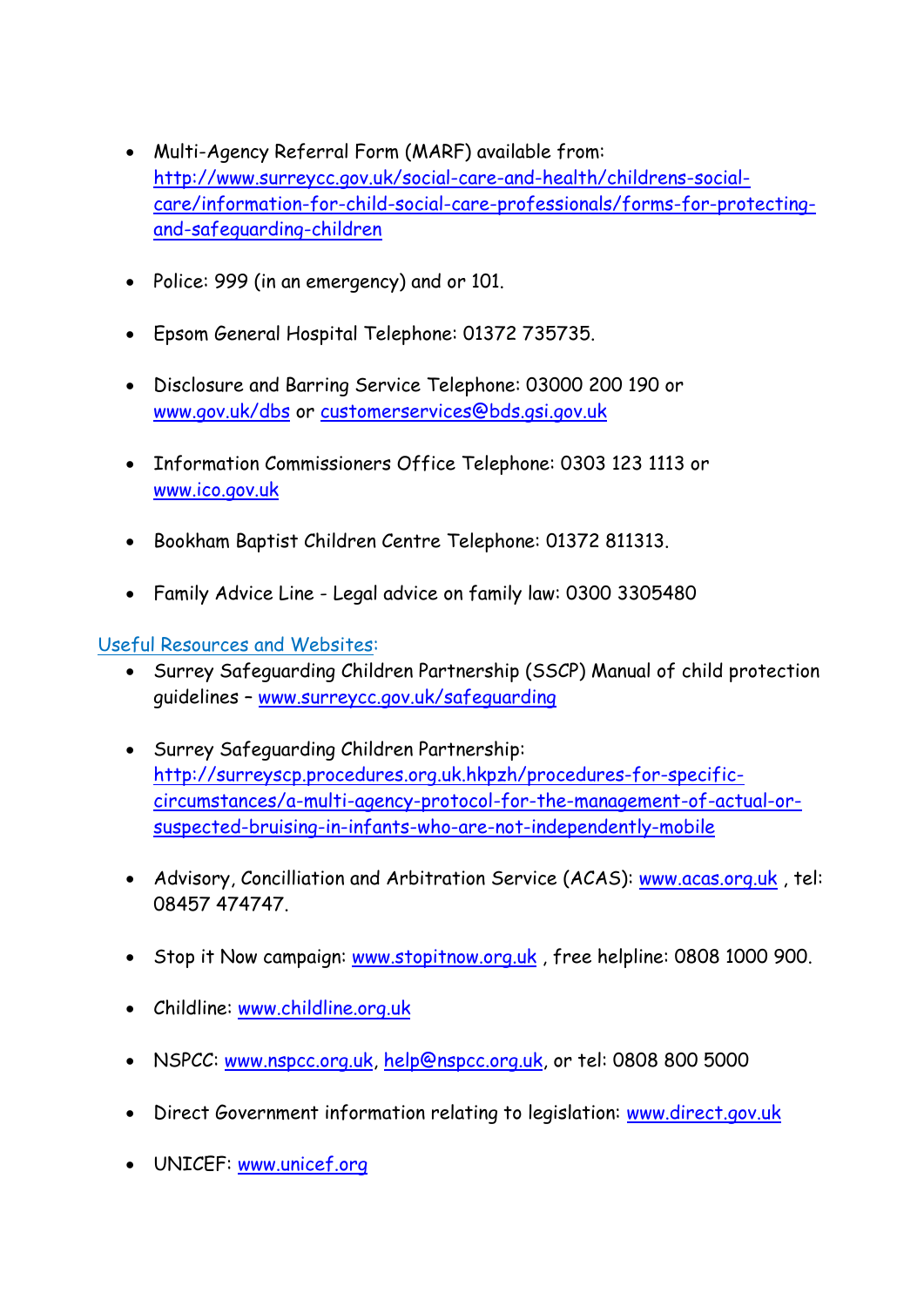- Multi-Agency Referral Form (MARF) available from: http://www.surreycc.gov.uk/social-care-and-health/childrens-social-care/information-for-child-social-care-professionals/forms-for-protecting-and-safeguarding-children

- Police: 999 (in an emergency) and or 101.

- Epsom General Hospital Telephone: 01372 735735.

- Disclosure and Barring Service Telephone: 03000 200 190 or www.gov.uk/dbs or customerservices@bds.gsi.gov.uk

- Information Commissioners Office Telephone: 0303 123 1113 or www.ico.gov.uk

- Bookham Baptist Children Centre Telephone: 01372 811313.

- Family Advice Line - Legal advice on family law: 0300 3305480

Useful Resources and Websites:

- Surrey Safeguarding Children Partnership (SSCP) Manual of child protection guidelines – www.surreycc.gov.uk/safeguarding

- Surrey Safeguarding Children Partnership: http://surreyscp.procedures.org.uk.hkpzh/procedures-for-specific-circumstances/a-multi-agency-protocol-for-the-management-of-actual-or-suspected-bruising-in-infants-who-are-not-independently-mobile

- Advisory, Concilliation and Arbitration Service (ACAS): www.acas.org.uk , tel: 08457 474747.

- Stop it Now campaign: www.stopitnow.org.uk , free helpline: 0808 1000 900.

- Childline: www.childline.org.uk

- NSPCC: www.nspcc.org.uk, help@nspcc.org.uk, or tel: 0808 800 5000

- Direct Government information relating to legislation: www.direct.gov.uk

- UNICEF: www.unicef.org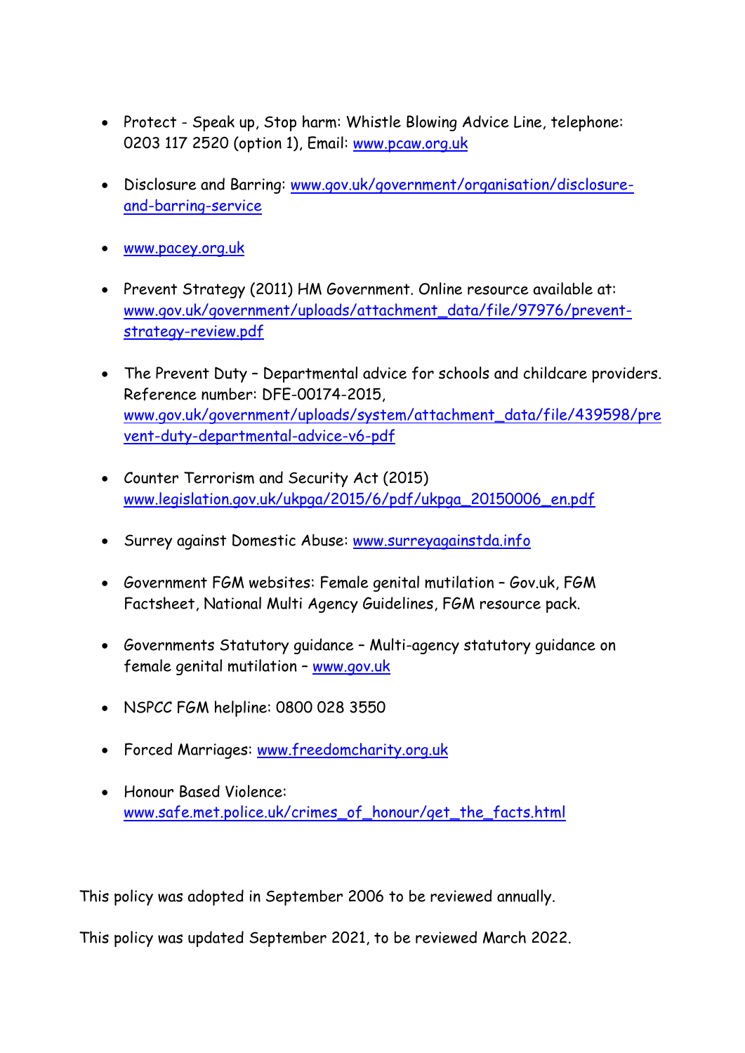- Protect - Speak up, Stop harm: Whistle Blowing Advice Line, telephone: 0203 117 2520 (option 1), Email: www.pcaw.org.uk

- Disclosure and Barring: www.gov.uk/government/organisation/disclosure-and-barring-service

- www.pacey.org.uk

- Prevent Strategy (2011) HM Government. Online resource available at: www.gov.uk/government/uploads/attachment_data/file/97976/prevent-strategy-review.pdf

- The Prevent Duty – Departmental advice for schools and childcare providers. Reference number: DFE-00174-2015, www.gov.uk/government/uploads/system/attachment_data/file/439598/prevent-duty-departmental-advice-v6-pdf

- Counter Terrorism and Security Act (2015) www.legislation.gov.uk/ukpga/2015/6/pdf/ukpga_20150006_en.pdf

- Surrey against Domestic Abuse: www.surreyagainstda.info

- Government FGM websites: Female genital mutilation – Gov.uk, FGM Factsheet, National Multi Agency Guidelines, FGM resource pack.

- Governments Statutory guidance – Multi-agency statutory guidance on female genital mutilation – www.gov.uk

- NSPCC FGM helpline: 0800 028 3550

- Forced Marriages: www.freedomcharity.org.uk

- Honour Based Violence: www.safe.met.police.uk/crimes_of_honour/get_the_facts.html

This policy was adopted in September 2006 to be reviewed annually.

This policy was updated September 2021, to be reviewed March 2022.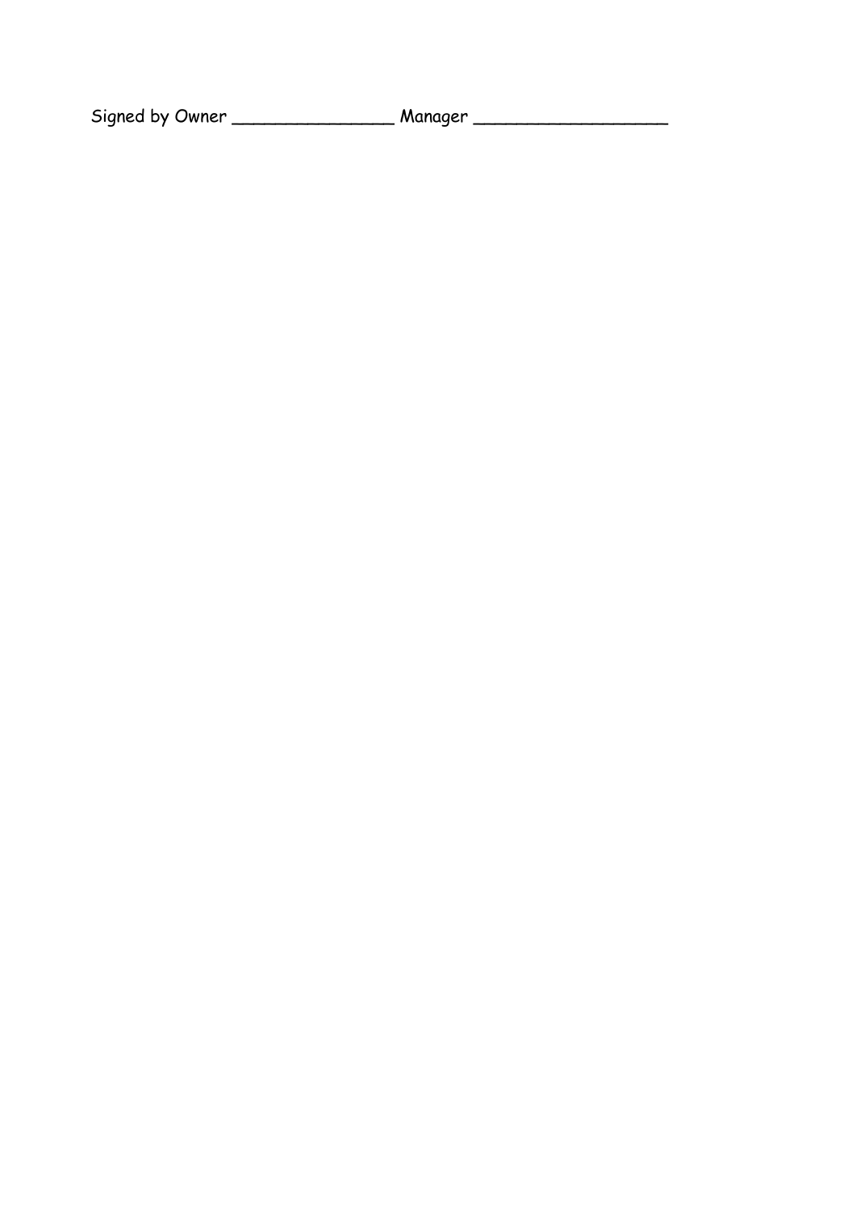Signed by Owner _______________ Manager __________________